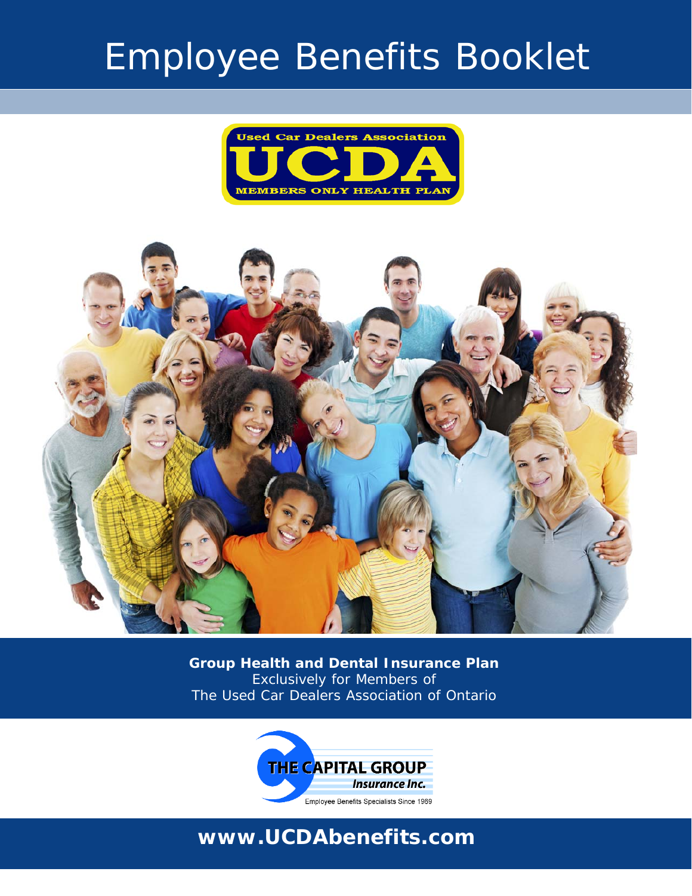# Employee Benefits Booklet

Used Car Dealers Association

UCDA

MEMBERS ONLY HEALTH PLAN

**Group Health and Dental Insurance Plan**
Exclusively for Members of
The Used Car Dealers Association of Ontario

THE CAPITAL GROUP
*Insurance Inc.*
Employee Benefits Specialists Since 1969

**www.UCDAbenefits.com**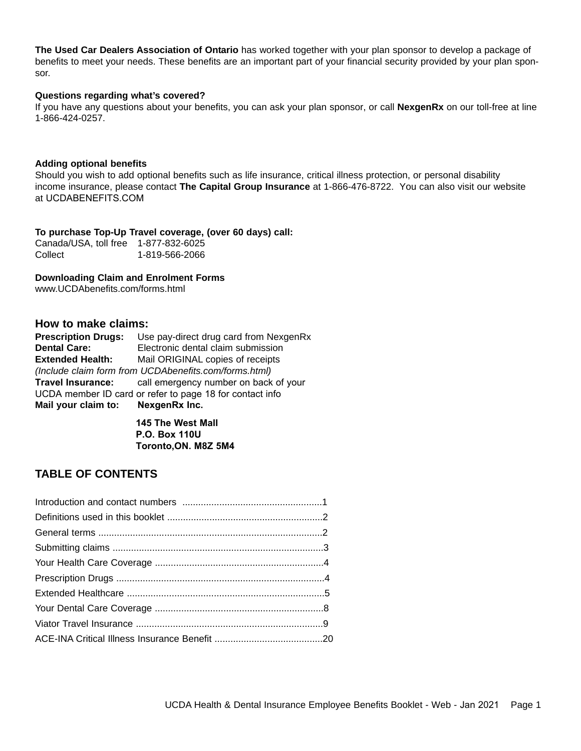**The Used Car Dealers Association of Ontario** has worked together with your plan sponsor to develop a package of benefits to meet your needs. These benefits are an important part of your financial security provided by your plan sponsor.

**Questions regarding what's covered?**
If you have any questions about your benefits, you can ask your plan sponsor, or call **NexgenRx** on our toll-free at line 1-866-424-0257.

**Adding optional benefits**
Should you wish to add optional benefits such as life insurance, critical illness protection, or personal disability income insurance, please contact **The Capital Group Insurance** at 1-866-476-8722. You can also visit our website at UCDABENEFITS.COM

**To purchase Top-Up Travel coverage, (over 60 days) call:**
Canada/USA, toll free 1-877-832-6025
Collect 1-819-566-2066

**Downloading Claim and Enrolment Forms**
www.UCDAbenefits.com/forms.html

## How to make claims:

**Prescription Drugs:** Use pay-direct drug card from NexgenRx
**Dental Care:** Electronic dental claim submission
**Extended Health:** Mail ORIGINAL copies of receipts
*(Include claim form from UCDAbenefits.com/forms.html)*
**Travel Insurance:** call emergency number on back of your UCDA member ID card or refer to page 18 for contact info
**Mail your claim to:** **NexgenRx Inc.**

**145 The West Mall**
**P.O. Box 110U**
**Toronto,ON. M8Z 5M4**

## TABLE OF CONTENTS

Introduction and contact numbers ....................................................1
Definitions used in this booklet ..........................................................2
General terms ....................................................................................2
Submitting claims ...............................................................................3
Your Health Care Coverage ...............................................................4
Prescription Drugs ..............................................................................4
Extended Healthcare ..........................................................................5
Your Dental Care Coverage ...............................................................8
Viator Travel Insurance ......................................................................9
ACE-INA Critical Illness Insurance Benefit .........................................20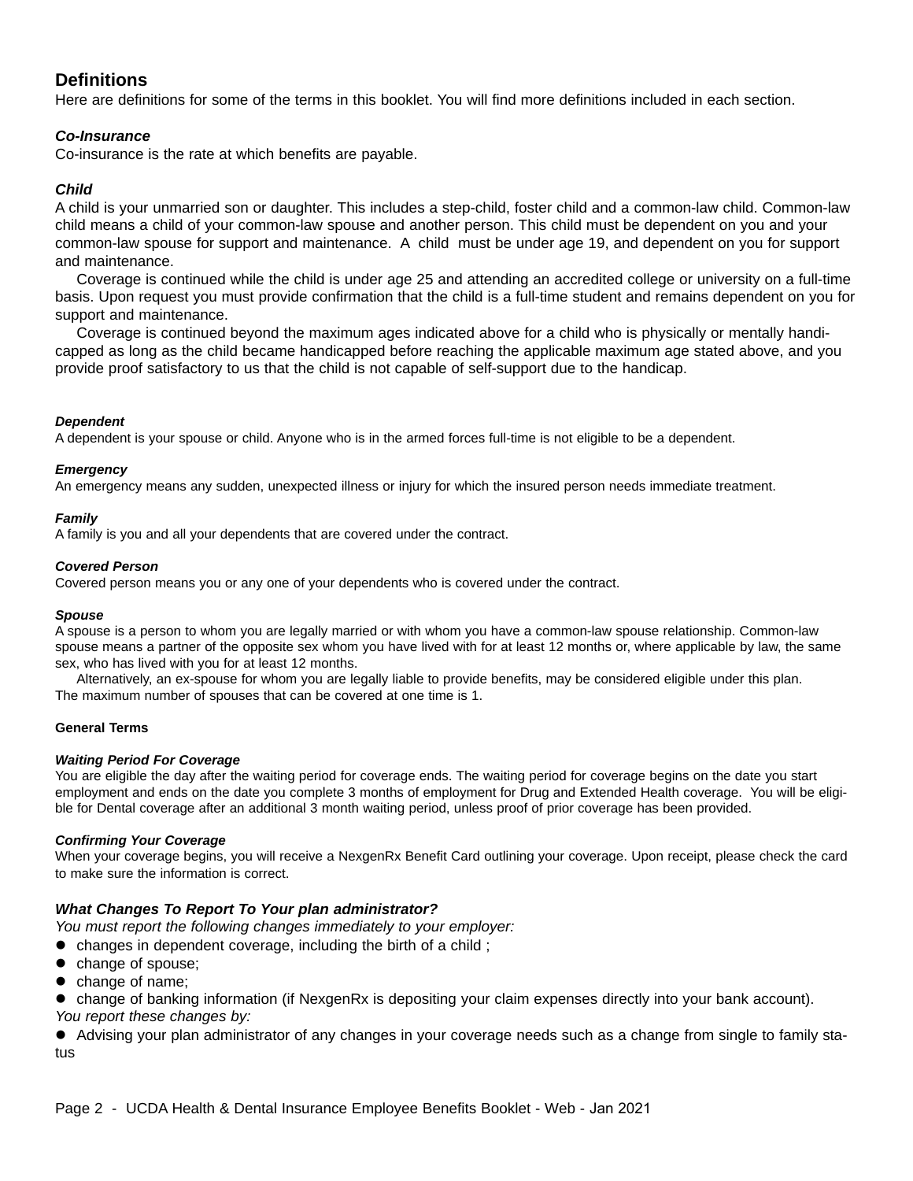## Definitions

Here are definitions for some of the terms in this booklet. You will find more definitions included in each section.

### *Co-Insurance*

Co-insurance is the rate at which benefits are payable.

### *Child*

A child is your unmarried son or daughter. This includes a step-child, foster child and a common-law child. Common-law child means a child of your common-law spouse and another person. This child must be dependent on you and your common-law spouse for support and maintenance. A child must be under age 19, and dependent on you for support and maintenance.

Coverage is continued while the child is under age 25 and attending an accredited college or university on a full-time basis. Upon request you must provide confirmation that the child is a full-time student and remains dependent on you for support and maintenance.

Coverage is continued beyond the maximum ages indicated above for a child who is physically or mentally handicapped as long as the child became handicapped before reaching the applicable maximum age stated above, and you provide proof satisfactory to us that the child is not capable of self-support due to the handicap.

#### *Dependent*

A dependent is your spouse or child. Anyone who is in the armed forces full-time is not eligible to be a dependent.

#### *Emergency*

An emergency means any sudden, unexpected illness or injury for which the insured person needs immediate treatment.

#### *Family*

A family is you and all your dependents that are covered under the contract.

#### *Covered Person*

Covered person means you or any one of your dependents who is covered under the contract.

#### *Spouse*

A spouse is a person to whom you are legally married or with whom you have a common-law spouse relationship. Common-law spouse means a partner of the opposite sex whom you have lived with for at least 12 months or, where applicable by law, the same sex, who has lived with you for at least 12 months.

Alternatively, an ex-spouse for whom you are legally liable to provide benefits, may be considered eligible under this plan. The maximum number of spouses that can be covered at one time is 1.

#### General Terms

#### *Waiting Period For Coverage*

You are eligible the day after the waiting period for coverage ends. The waiting period for coverage begins on the date you start employment and ends on the date you complete 3 months of employment for Drug and Extended Health coverage. You will be eligible for Dental coverage after an additional 3 month waiting period, unless proof of prior coverage has been provided.

#### *Confirming Your Coverage*

When your coverage begins, you will receive a NexgenRx Benefit Card outlining your coverage. Upon receipt, please check the card to make sure the information is correct.

### *What Changes To Report To Your plan administrator?*

*You must report the following changes immediately to your employer:*

- changes in dependent coverage, including the birth of a child ;
- change of spouse;
- change of name;
- change of banking information (if NexgenRx is depositing your claim expenses directly into your bank account).

*You report these changes by:*

- Advising your plan administrator of any changes in your coverage needs such as a change from single to family status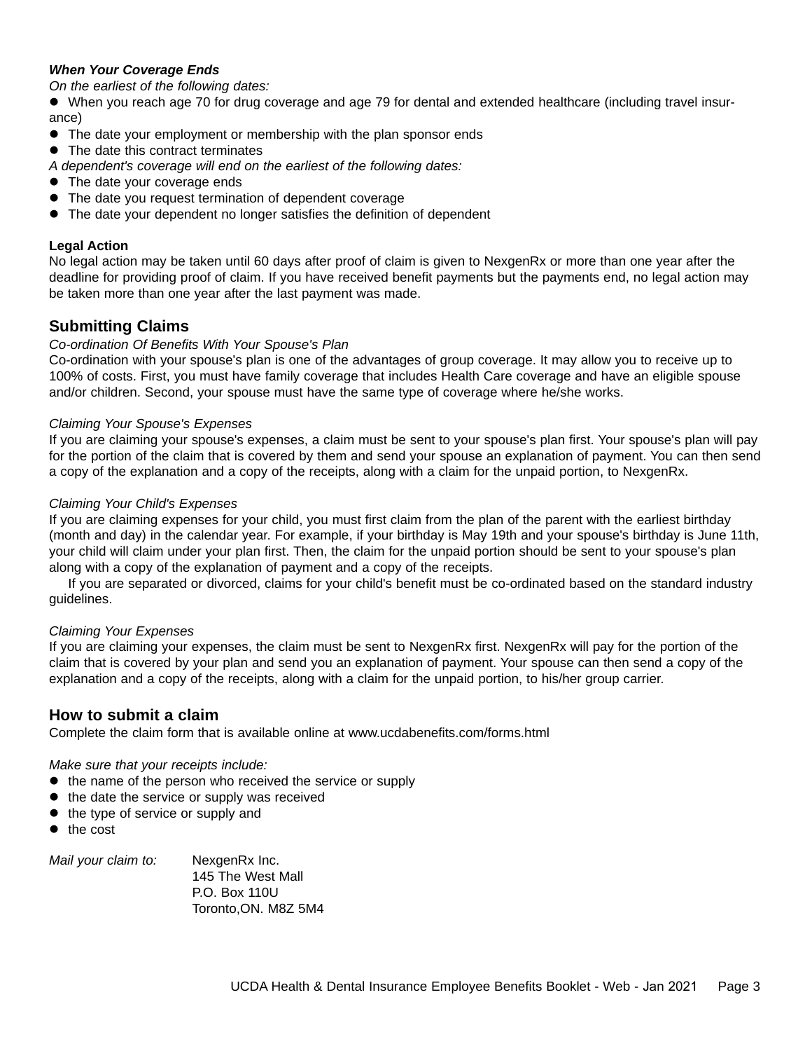***When Your Coverage Ends***

*On the earliest of the following dates:*

- When you reach age 70 for drug coverage and age 79 for dental and extended healthcare (including travel insurance)
- The date your employment or membership with the plan sponsor ends
- The date this contract terminates

*A dependent's coverage will end on the earliest of the following dates:*

- The date your coverage ends
- The date you request termination of dependent coverage
- The date your dependent no longer satisfies the definition of dependent

**Legal Action**

No legal action may be taken until 60 days after proof of claim is given to NexgenRx or more than one year after the deadline for providing proof of claim. If you have received benefit payments but the payments end, no legal action may be taken more than one year after the last payment was made.

## Submitting Claims

*Co-ordination Of Benefits With Your Spouse's Plan*

Co-ordination with your spouse's plan is one of the advantages of group coverage. It may allow you to receive up to 100% of costs. First, you must have family coverage that includes Health Care coverage and have an eligible spouse and/or children. Second, your spouse must have the same type of coverage where he/she works.

*Claiming Your Spouse's Expenses*

If you are claiming your spouse's expenses, a claim must be sent to your spouse's plan first. Your spouse's plan will pay for the portion of the claim that is covered by them and send your spouse an explanation of payment. You can then send a copy of the explanation and a copy of the receipts, along with a claim for the unpaid portion, to NexgenRx.

*Claiming Your Child's Expenses*

If you are claiming expenses for your child, you must first claim from the plan of the parent with the earliest birthday (month and day) in the calendar year. For example, if your birthday is May 19th and your spouse's birthday is June 11th, your child will claim under your plan first. Then, the claim for the unpaid portion should be sent to your spouse's plan along with a copy of the explanation of payment and a copy of the receipts.

If you are separated or divorced, claims for your child's benefit must be co-ordinated based on the standard industry guidelines.

*Claiming Your Expenses*

If you are claiming your expenses, the claim must be sent to NexgenRx first. NexgenRx will pay for the portion of the claim that is covered by your plan and send you an explanation of payment. Your spouse can then send a copy of the explanation and a copy of the receipts, along with a claim for the unpaid portion, to his/her group carrier.

## How to submit a claim

Complete the claim form that is available online at www.ucdabenefits.com/forms.html

*Make sure that your receipts include:*

- the name of the person who received the service or supply
- the date the service or supply was received
- the type of service or supply and
- the cost

*Mail your claim to:*

NexgenRx Inc.
145 The West Mall
P.O. Box 110U
Toronto,ON. M8Z 5M4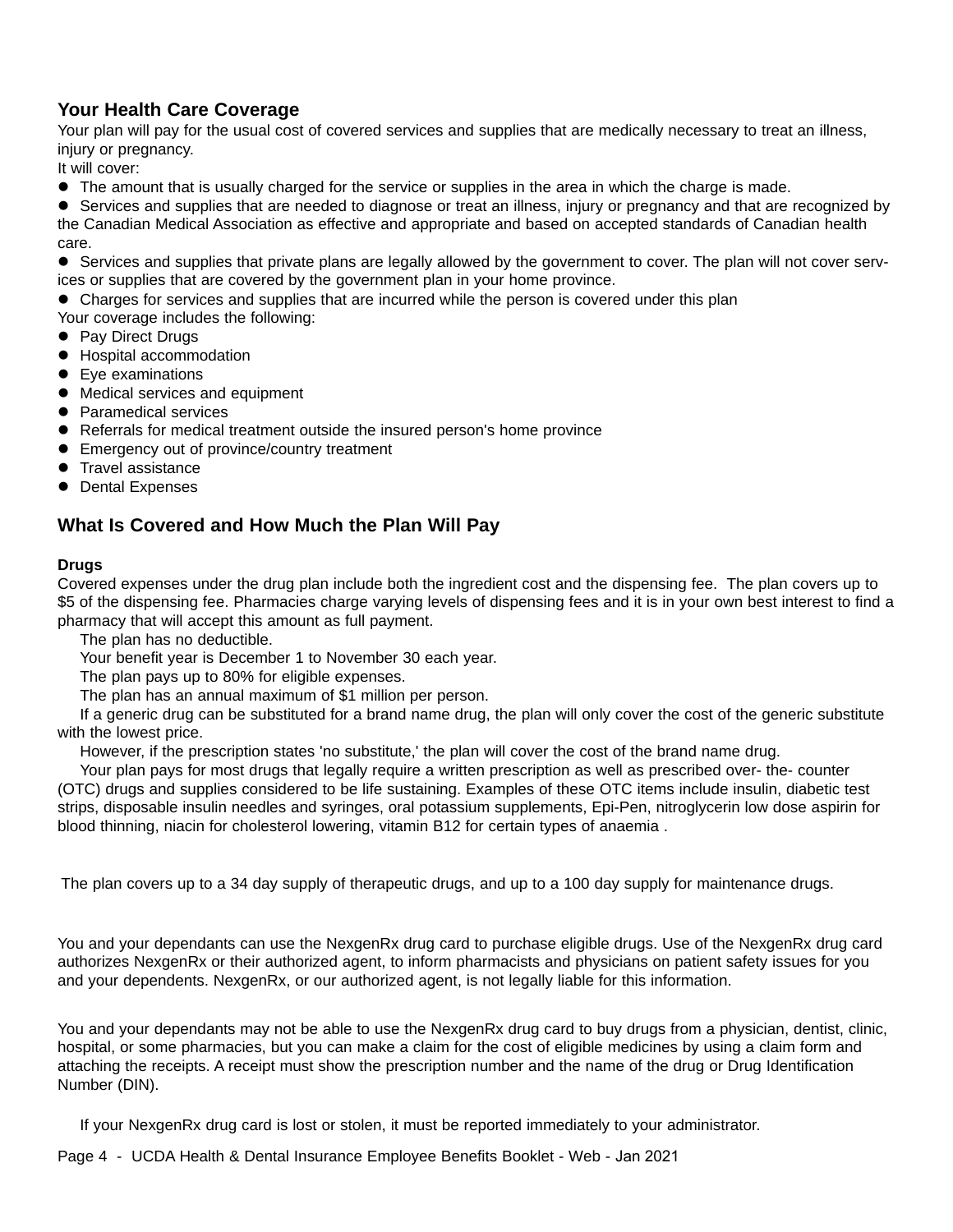## Your Health Care Coverage

Your plan will pay for the usual cost of covered services and supplies that are medically necessary to treat an illness, injury or pregnancy.

It will cover:

- The amount that is usually charged for the service or supplies in the area in which the charge is made.
- Services and supplies that are needed to diagnose or treat an illness, injury or pregnancy and that are recognized by the Canadian Medical Association as effective and appropriate and based on accepted standards of Canadian health care.
- Services and supplies that private plans are legally allowed by the government to cover. The plan will not cover services or supplies that are covered by the government plan in your home province.
- Charges for services and supplies that are incurred while the person is covered under this plan

Your coverage includes the following:

- Pay Direct Drugs
- Hospital accommodation
- Eye examinations
- Medical services and equipment
- Paramedical services
- Referrals for medical treatment outside the insured person's home province
- Emergency out of province/country treatment
- Travel assistance
- Dental Expenses

## What Is Covered and How Much the Plan Will Pay

### Drugs

Covered expenses under the drug plan include both the ingredient cost and the dispensing fee. The plan covers up to $5 of the dispensing fee. Pharmacies charge varying levels of dispensing fees and it is in your own best interest to find a pharmacy that will accept this amount as full payment.

The plan has no deductible.

Your benefit year is December 1 to November 30 each year.

The plan pays up to 80% for eligible expenses.

The plan has an annual maximum of $1 million per person.

If a generic drug can be substituted for a brand name drug, the plan will only cover the cost of the generic substitute with the lowest price.

However, if the prescription states 'no substitute,' the plan will cover the cost of the brand name drug.

Your plan pays for most drugs that legally require a written prescription as well as prescribed over- the- counter (OTC) drugs and supplies considered to be life sustaining. Examples of these OTC items include insulin, diabetic test strips, disposable insulin needles and syringes, oral potassium supplements, Epi-Pen, nitroglycerin low dose aspirin for blood thinning, niacin for cholesterol lowering, vitamin B12 for certain types of anaemia .

The plan covers up to a 34 day supply of therapeutic drugs, and up to a 100 day supply for maintenance drugs.

You and your dependants can use the NexgenRx drug card to purchase eligible drugs. Use of the NexgenRx drug card authorizes NexgenRx or their authorized agent, to inform pharmacists and physicians on patient safety issues for you and your dependents. NexgenRx, or our authorized agent, is not legally liable for this information.

You and your dependants may not be able to use the NexgenRx drug card to buy drugs from a physician, dentist, clinic, hospital, or some pharmacies, but you can make a claim for the cost of eligible medicines by using a claim form and attaching the receipts. A receipt must show the prescription number and the name of the drug or Drug Identification Number (DIN).

If your NexgenRx drug card is lost or stolen, it must be reported immediately to your administrator.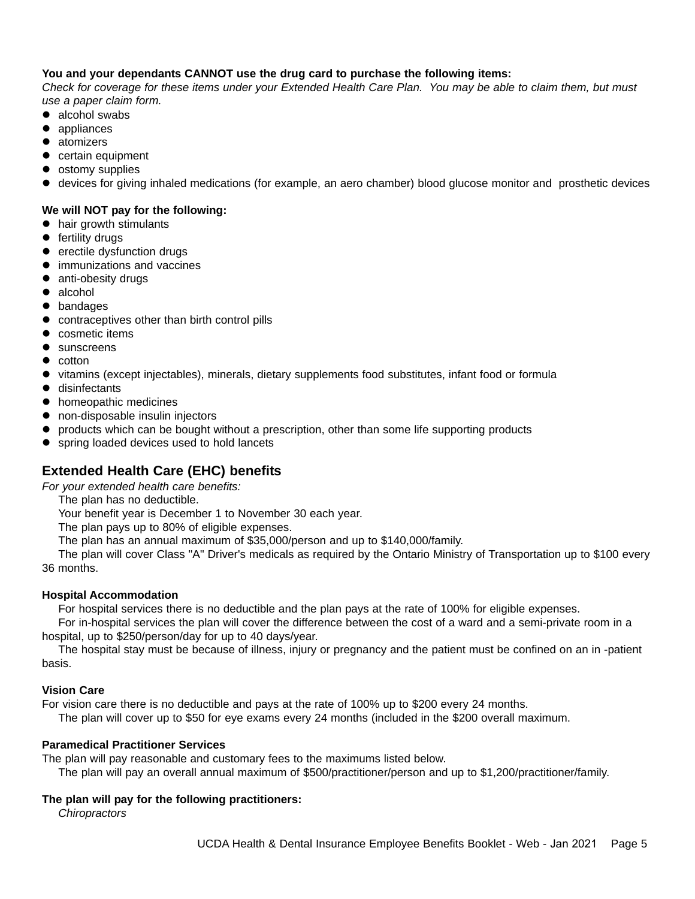**You and your dependants CANNOT use the drug card to purchase the following items:**

*Check for coverage for these items under your Extended Health Care Plan. You may be able to claim them, but must use a paper claim form.*

- alcohol swabs
- appliances
- atomizers
- certain equipment
- ostomy supplies
- devices for giving inhaled medications (for example, an aero chamber) blood glucose monitor and prosthetic devices

**We will NOT pay for the following:**

- hair growth stimulants
- fertility drugs
- erectile dysfunction drugs
- immunizations and vaccines
- anti-obesity drugs
- alcohol
- bandages
- contraceptives other than birth control pills
- cosmetic items
- sunscreens
- cotton
- vitamins (except injectables), minerals, dietary supplements food substitutes, infant food or formula
- disinfectants
- homeopathic medicines
- non-disposable insulin injectors
- products which can be bought without a prescription, other than some life supporting products
- spring loaded devices used to hold lancets

## Extended Health Care (EHC) benefits

*For your extended health care benefits:*

The plan has no deductible.

Your benefit year is December 1 to November 30 each year.

The plan pays up to 80% of eligible expenses.

The plan has an annual maximum of $35,000/person and up to $140,000/family.

The plan will cover Class "A" Driver's medicals as required by the Ontario Ministry of Transportation up to $100 every 36 months.

**Hospital Accommodation**

For hospital services there is no deductible and the plan pays at the rate of 100% for eligible expenses.

For in-hospital services the plan will cover the difference between the cost of a ward and a semi-private room in a hospital, up to $250/person/day for up to 40 days/year.

The hospital stay must be because of illness, injury or pregnancy and the patient must be confined on an in -patient basis.

**Vision Care**

For vision care there is no deductible and pays at the rate of 100% up to $200 every 24 months.

The plan will cover up to $50 for eye exams every 24 months (included in the $200 overall maximum.

**Paramedical Practitioner Services**

The plan will pay reasonable and customary fees to the maximums listed below.

The plan will pay an overall annual maximum of $500/practitioner/person and up to $1,200/practitioner/family.

**The plan will pay for the following practitioners:**

*Chiropractors*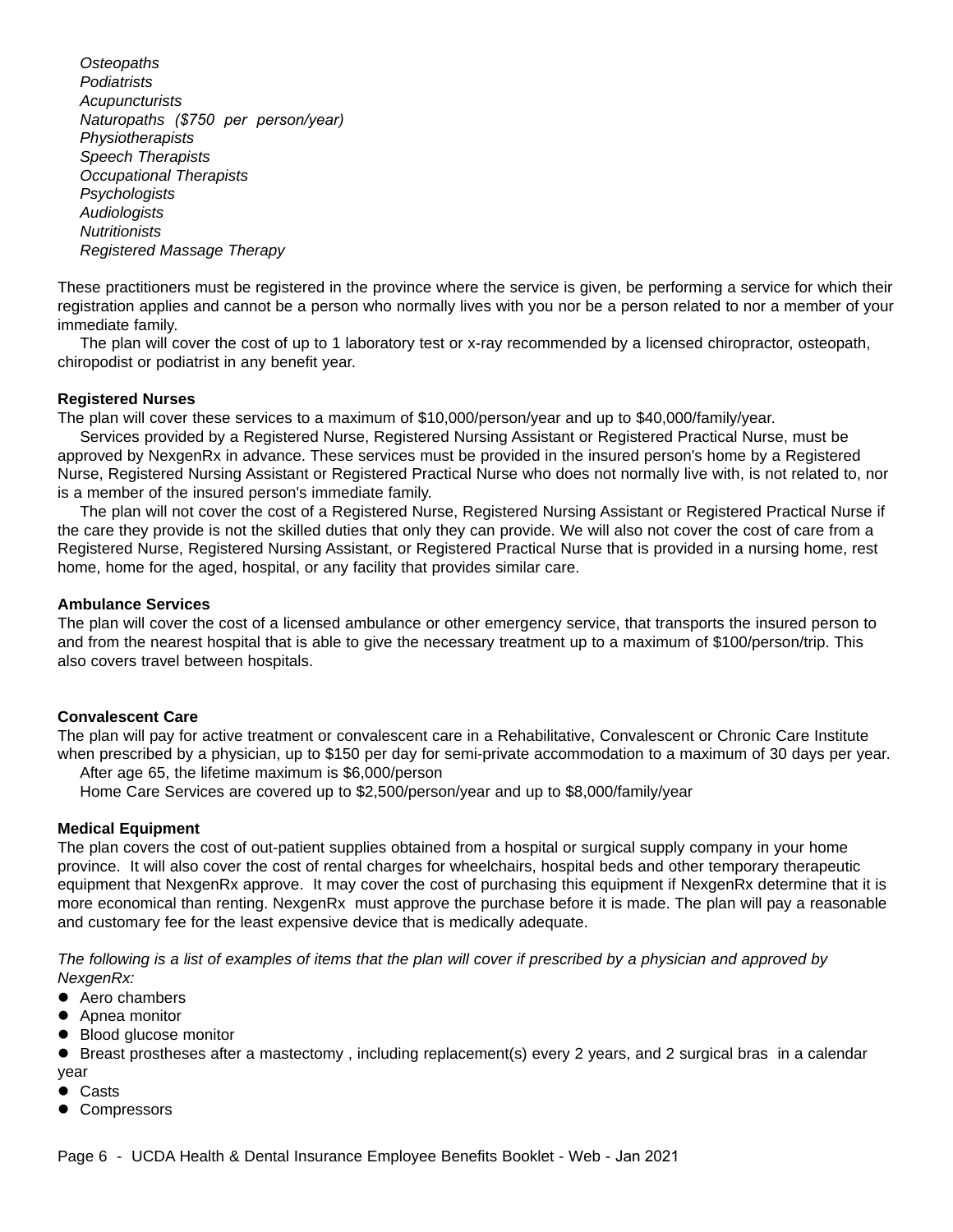*Osteopaths*
*Podiatrists*
*Acupuncturists*
*Naturopaths ($750 per person/year)*
*Physiotherapists*
*Speech Therapists*
*Occupational Therapists*
*Psychologists*
*Audiologists*
*Nutritionists*
*Registered Massage Therapy*

These practitioners must be registered in the province where the service is given, be performing a service for which their registration applies and cannot be a person who normally lives with you nor be a person related to nor a member of your immediate family.

The plan will cover the cost of up to 1 laboratory test or x-ray recommended by a licensed chiropractor, osteopath, chiropodist or podiatrist in any benefit year.

**Registered Nurses**

The plan will cover these services to a maximum of $10,000/person/year and up to $40,000/family/year.

Services provided by a Registered Nurse, Registered Nursing Assistant or Registered Practical Nurse, must be approved by NexgenRx in advance. These services must be provided in the insured person's home by a Registered Nurse, Registered Nursing Assistant or Registered Practical Nurse who does not normally live with, is not related to, nor is a member of the insured person's immediate family.

The plan will not cover the cost of a Registered Nurse, Registered Nursing Assistant or Registered Practical Nurse if the care they provide is not the skilled duties that only they can provide. We will also not cover the cost of care from a Registered Nurse, Registered Nursing Assistant, or Registered Practical Nurse that is provided in a nursing home, rest home, home for the aged, hospital, or any facility that provides similar care.

**Ambulance Services**

The plan will cover the cost of a licensed ambulance or other emergency service, that transports the insured person to and from the nearest hospital that is able to give the necessary treatment up to a maximum of $100/person/trip. This also covers travel between hospitals.

**Convalescent Care**

The plan will pay for active treatment or convalescent care in a Rehabilitative, Convalescent or Chronic Care Institute when prescribed by a physician, up to $150 per day for semi-private accommodation to a maximum of 30 days per year.

After age 65, the lifetime maximum is $6,000/person

Home Care Services are covered up to $2,500/person/year and up to $8,000/family/year

**Medical Equipment**

The plan covers the cost of out-patient supplies obtained from a hospital or surgical supply company in your home province. It will also cover the cost of rental charges for wheelchairs, hospital beds and other temporary therapeutic equipment that NexgenRx approve. It may cover the cost of purchasing this equipment if NexgenRx determine that it is more economical than renting. NexgenRx must approve the purchase before it is made. The plan will pay a reasonable and customary fee for the least expensive device that is medically adequate.

*The following is a list of examples of items that the plan will cover if prescribed by a physician and approved by NexgenRx:*

- Aero chambers
- Apnea monitor
- Blood glucose monitor
- Breast prostheses after a mastectomy , including replacement(s) every 2 years, and 2 surgical bras in a calendar year
- Casts
- Compressors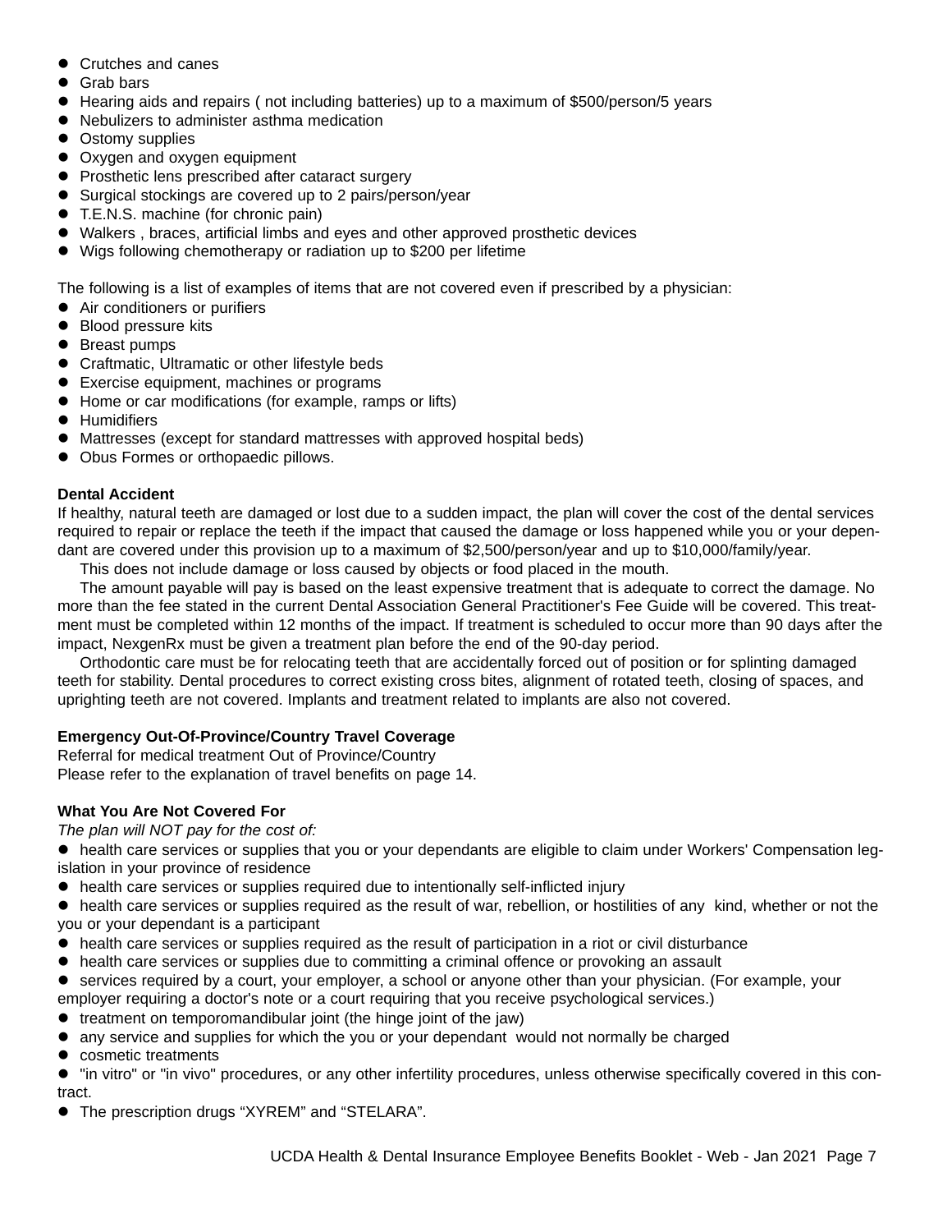- Crutches and canes
- Grab bars
- Hearing aids and repairs ( not including batteries) up to a maximum of $500/person/5 years
- Nebulizers to administer asthma medication
- Ostomy supplies
- Oxygen and oxygen equipment
- Prosthetic lens prescribed after cataract surgery
- Surgical stockings are covered up to 2 pairs/person/year
- T.E.N.S. machine (for chronic pain)
- Walkers , braces, artificial limbs and eyes and other approved prosthetic devices
- Wigs following chemotherapy or radiation up to $200 per lifetime

The following is a list of examples of items that are not covered even if prescribed by a physician:

- Air conditioners or purifiers
- Blood pressure kits
- Breast pumps
- Craftmatic, Ultramatic or other lifestyle beds
- Exercise equipment, machines or programs
- Home or car modifications (for example, ramps or lifts)
- Humidifiers
- Mattresses (except for standard mattresses with approved hospital beds)
- Obus Formes or orthopaedic pillows.

**Dental Accident**

If healthy, natural teeth are damaged or lost due to a sudden impact, the plan will cover the cost of the dental services required to repair or replace the teeth if the impact that caused the damage or loss happened while you or your dependant are covered under this provision up to a maximum of $2,500/person/year and up to $10,000/family/year.

This does not include damage or loss caused by objects or food placed in the mouth.

The amount payable will pay is based on the least expensive treatment that is adequate to correct the damage. No more than the fee stated in the current Dental Association General Practitioner's Fee Guide will be covered. This treatment must be completed within 12 months of the impact. If treatment is scheduled to occur more than 90 days after the impact, NexgenRx must be given a treatment plan before the end of the 90-day period.

Orthodontic care must be for relocating teeth that are accidentally forced out of position or for splinting damaged teeth for stability. Dental procedures to correct existing cross bites, alignment of rotated teeth, closing of spaces, and uprighting teeth are not covered. Implants and treatment related to implants are also not covered.

**Emergency Out-Of-Province/Country Travel Coverage**

Referral for medical treatment Out of Province/Country
Please refer to the explanation of travel benefits on page 14.

**What You Are Not Covered For**

*The plan will NOT pay for the cost of:*

- health care services or supplies that you or your dependants are eligible to claim under Workers' Compensation legislation in your province of residence
- health care services or supplies required due to intentionally self-inflicted injury
- health care services or supplies required as the result of war, rebellion, or hostilities of any kind, whether or not the you or your dependant is a participant
- health care services or supplies required as the result of participation in a riot or civil disturbance
- health care services or supplies due to committing a criminal offence or provoking an assault
- services required by a court, your employer, a school or anyone other than your physician. (For example, your employer requiring a doctor's note or a court requiring that you receive psychological services.)
- treatment on temporomandibular joint (the hinge joint of the jaw)
- any service and supplies for which the you or your dependant would not normally be charged
- cosmetic treatments
- "in vitro" or "in vivo" procedures, or any other infertility procedures, unless otherwise specifically covered in this contract.
- The prescription drugs “XYREM” and “STELARA”.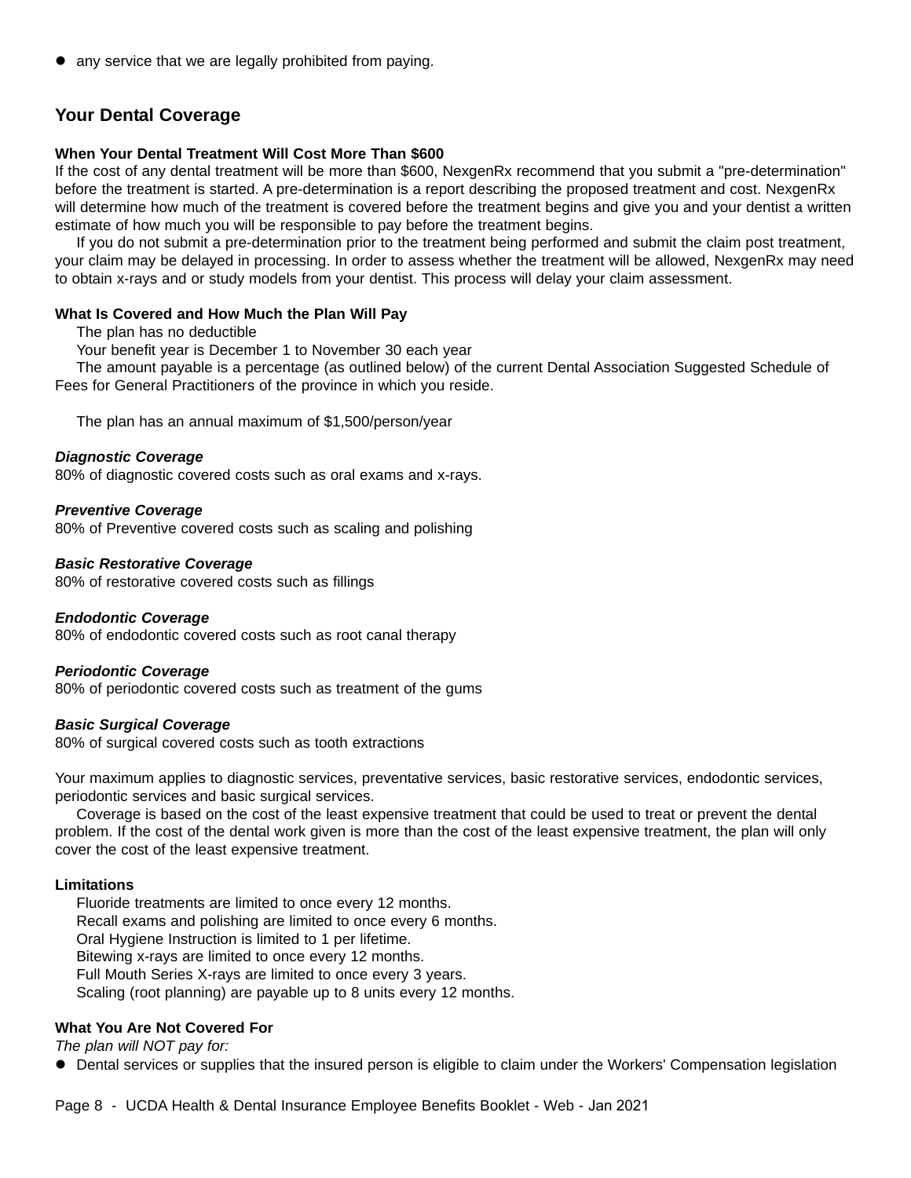- any service that we are legally prohibited from paying.

## Your Dental Coverage

**When Your Dental Treatment Will Cost More Than $600**

If the cost of any dental treatment will be more than $600, NexgenRx recommend that you submit a "pre-determination" before the treatment is started. A pre-determination is a report describing the proposed treatment and cost. NexgenRx will determine how much of the treatment is covered before the treatment begins and give you and your dentist a written estimate of how much you will be responsible to pay before the treatment begins.

If you do not submit a pre-determination prior to the treatment being performed and submit the claim post treatment, your claim may be delayed in processing. In order to assess whether the treatment will be allowed, NexgenRx may need to obtain x-rays and or study models from your dentist. This process will delay your claim assessment.

**What Is Covered and How Much the Plan Will Pay**

The plan has no deductible

Your benefit year is December 1 to November 30 each year

The amount payable is a percentage (as outlined below) of the current Dental Association Suggested Schedule of Fees for General Practitioners of the province in which you reside.

The plan has an annual maximum of $1,500/person/year

***Diagnostic Coverage***

80% of diagnostic covered costs such as oral exams and x-rays.

***Preventive Coverage***

80% of Preventive covered costs such as scaling and polishing

***Basic Restorative Coverage***

80% of restorative covered costs such as fillings

***Endodontic Coverage***

80% of endodontic covered costs such as root canal therapy

***Periodontic Coverage***

80% of periodontic covered costs such as treatment of the gums

***Basic Surgical Coverage***

80% of surgical covered costs such as tooth extractions

Your maximum applies to diagnostic services, preventative services, basic restorative services, endodontic services, periodontic services and basic surgical services.

Coverage is based on the cost of the least expensive treatment that could be used to treat or prevent the dental problem. If the cost of the dental work given is more than the cost of the least expensive treatment, the plan will only cover the cost of the least expensive treatment.

**Limitations**

Fluoride treatments are limited to once every 12 months.
Recall exams and polishing are limited to once every 6 months.
Oral Hygiene Instruction is limited to 1 per lifetime.
Bitewing x-rays are limited to once every 12 months.
Full Mouth Series X-rays are limited to once every 3 years.
Scaling (root planning) are payable up to 8 units every 12 months.

**What You Are Not Covered For**

*The plan will NOT pay for:*

- Dental services or supplies that the insured person is eligible to claim under the Workers' Compensation legislation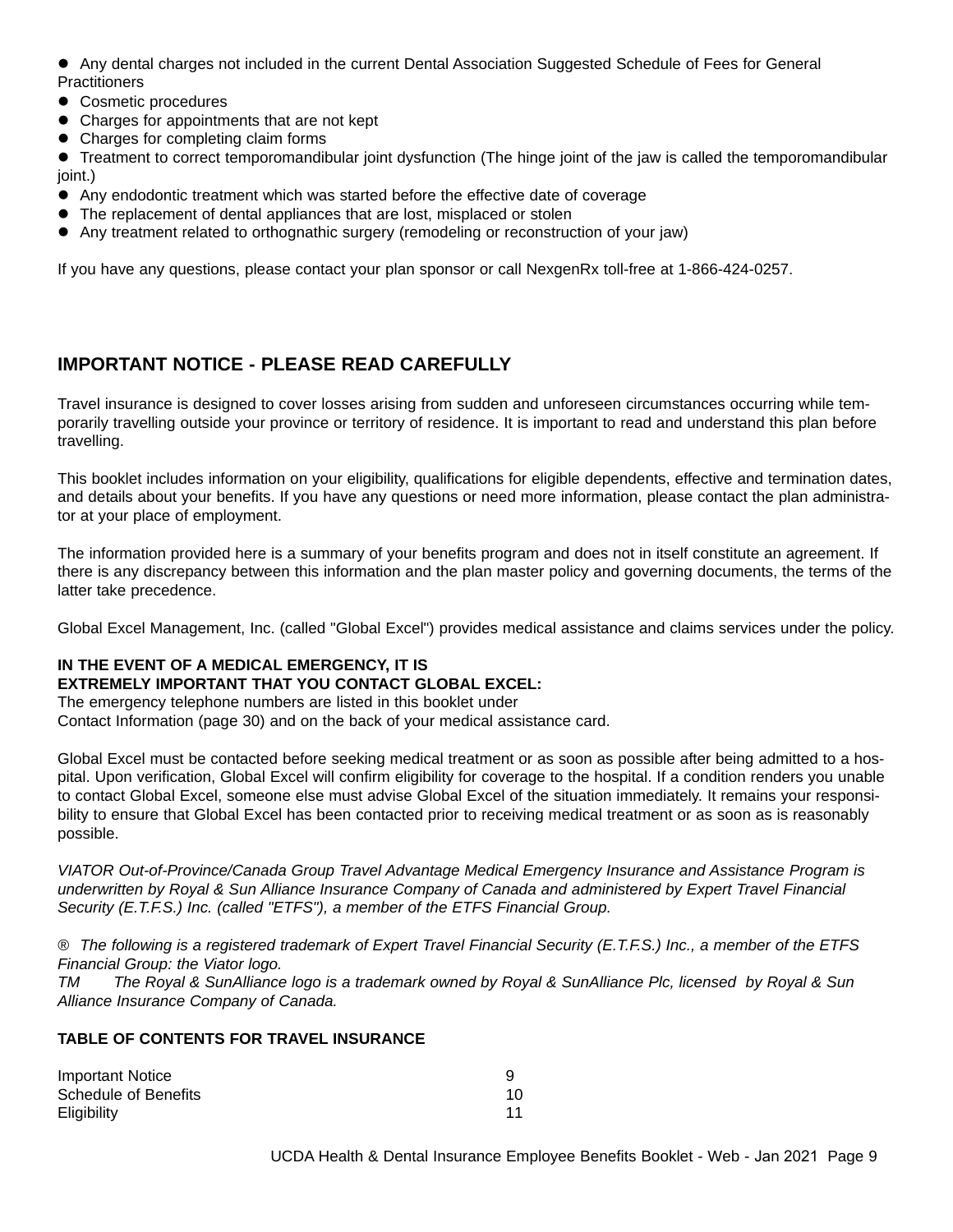- Any dental charges not included in the current Dental Association Suggested Schedule of Fees for General Practitioners
- Cosmetic procedures
- Charges for appointments that are not kept
- Charges for completing claim forms
- Treatment to correct temporomandibular joint dysfunction (The hinge joint of the jaw is called the temporomandibular joint.)
- Any endodontic treatment which was started before the effective date of coverage
- The replacement of dental appliances that are lost, misplaced or stolen
- Any treatment related to orthognathic surgery (remodeling or reconstruction of your jaw)

If you have any questions, please contact your plan sponsor or call NexgenRx toll-free at 1-866-424-0257.

## IMPORTANT NOTICE - PLEASE READ CAREFULLY

Travel insurance is designed to cover losses arising from sudden and unforeseen circumstances occurring while temporarily travelling outside your province or territory of residence. It is important to read and understand this plan before travelling.

This booklet includes information on your eligibility, qualifications for eligible dependents, effective and termination dates, and details about your benefits. If you have any questions or need more information, please contact the plan administrator at your place of employment.

The information provided here is a summary of your benefits program and does not in itself constitute an agreement. If there is any discrepancy between this information and the plan master policy and governing documents, the terms of the latter take precedence.

Global Excel Management, Inc. (called "Global Excel") provides medical assistance and claims services under the policy.

**IN THE EVENT OF A MEDICAL EMERGENCY, IT IS EXTREMELY IMPORTANT THAT YOU CONTACT GLOBAL EXCEL:**
The emergency telephone numbers are listed in this booklet under Contact Information (page 30) and on the back of your medical assistance card.

Global Excel must be contacted before seeking medical treatment or as soon as possible after being admitted to a hospital. Upon verification, Global Excel will confirm eligibility for coverage to the hospital. If a condition renders you unable to contact Global Excel, someone else must advise Global Excel of the situation immediately. It remains your responsibility to ensure that Global Excel has been contacted prior to receiving medical treatment or as soon as is reasonably possible.

*VIATOR Out-of-Province/Canada Group Travel Advantage Medical Emergency Insurance and Assistance Program is underwritten by Royal & Sun Alliance Insurance Company of Canada and administered by Expert Travel Financial Security (E.T.F.S.) Inc. (called "ETFS"), a member of the ETFS Financial Group.*

*® The following is a registered trademark of Expert Travel Financial Security (E.T.F.S.) Inc., a member of the ETFS Financial Group: the Viator logo.*
*TM The Royal & SunAlliance logo is a trademark owned by Royal & SunAlliance Plc, licensed by Royal & Sun Alliance Insurance Company of Canada.*

**TABLE OF CONTENTS FOR TRAVEL INSURANCE**

| | |
|---|---|
| Important Notice | 9 |
| Schedule of Benefits | 10 |
| Eligibility | 11 |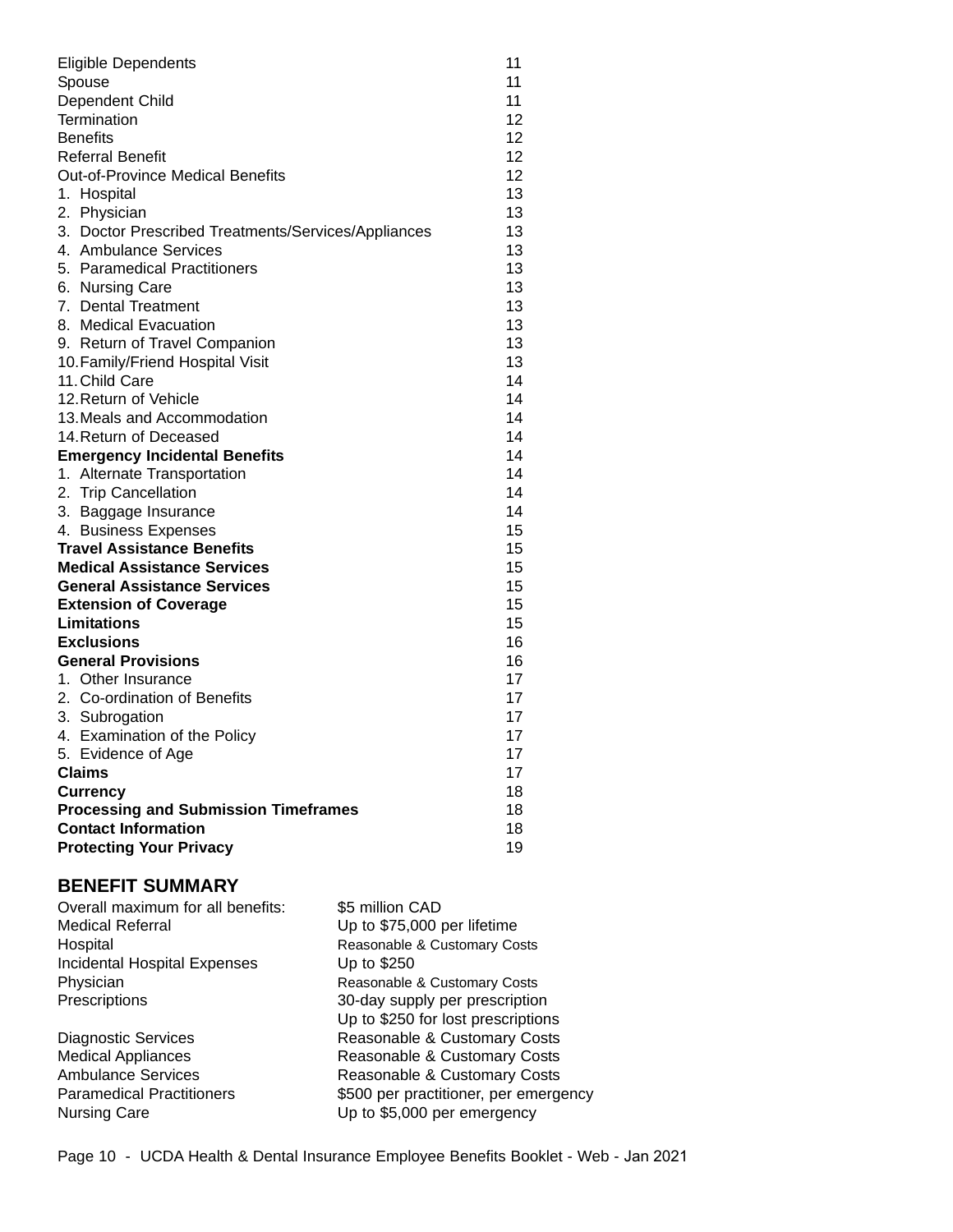| | |
|---|---|
| Eligible Dependents | 11 |
| Spouse | 11 |
| Dependent Child | 11 |
| Termination | 12 |
| Benefits | 12 |
| Referral Benefit | 12 |
| Out-of-Province Medical Benefits | 12 |
| 1. Hospital | 13 |
| 2. Physician | 13 |
| 3. Doctor Prescribed Treatments/Services/Appliances | 13 |
| 4. Ambulance Services | 13 |
| 5. Paramedical Practitioners | 13 |
| 6. Nursing Care | 13 |
| 7. Dental Treatment | 13 |
| 8. Medical Evacuation | 13 |
| 9. Return of Travel Companion | 13 |
| 10. Family/Friend Hospital Visit | 13 |
| 11. Child Care | 14 |
| 12. Return of Vehicle | 14 |
| 13. Meals and Accommodation | 14 |
| 14. Return of Deceased | 14 |
| **Emergency Incidental Benefits** | 14 |
| 1. Alternate Transportation | 14 |
| 2. Trip Cancellation | 14 |
| 3. Baggage Insurance | 14 |
| 4. Business Expenses | 15 |
| **Travel Assistance Benefits** | 15 |
| **Medical Assistance Services** | 15 |
| **General Assistance Services** | 15 |
| **Extension of Coverage** | 15 |
| **Limitations** | 15 |
| **Exclusions** | 16 |
| **General Provisions** | 16 |
| 1. Other Insurance | 17 |
| 2. Co-ordination of Benefits | 17 |
| 3. Subrogation | 17 |
| 4. Examination of the Policy | 17 |
| 5. Evidence of Age | 17 |
| **Claims** | 17 |
| **Currency** | 18 |
| **Processing and Submission Timeframes** | 18 |
| **Contact Information** | 18 |
| **Protecting Your Privacy** | 19 |

## BENEFIT SUMMARY

| | |
|---|---|
| Overall maximum for all benefits: | $5 million CAD |
| Medical Referral | Up to $75,000 per lifetime |
| Hospital | Reasonable & Customary Costs |
| Incidental Hospital Expenses | Up to $250 |
| Physician | Reasonable & Customary Costs |
| Prescriptions | 30-day supply per prescription<br>Up to $250 for lost prescriptions |
| Diagnostic Services | Reasonable & Customary Costs |
| Medical Appliances | Reasonable & Customary Costs |
| Ambulance Services | Reasonable & Customary Costs |
| Paramedical Practitioners | $500 per practitioner, per emergency |
| Nursing Care | Up to $5,000 per emergency |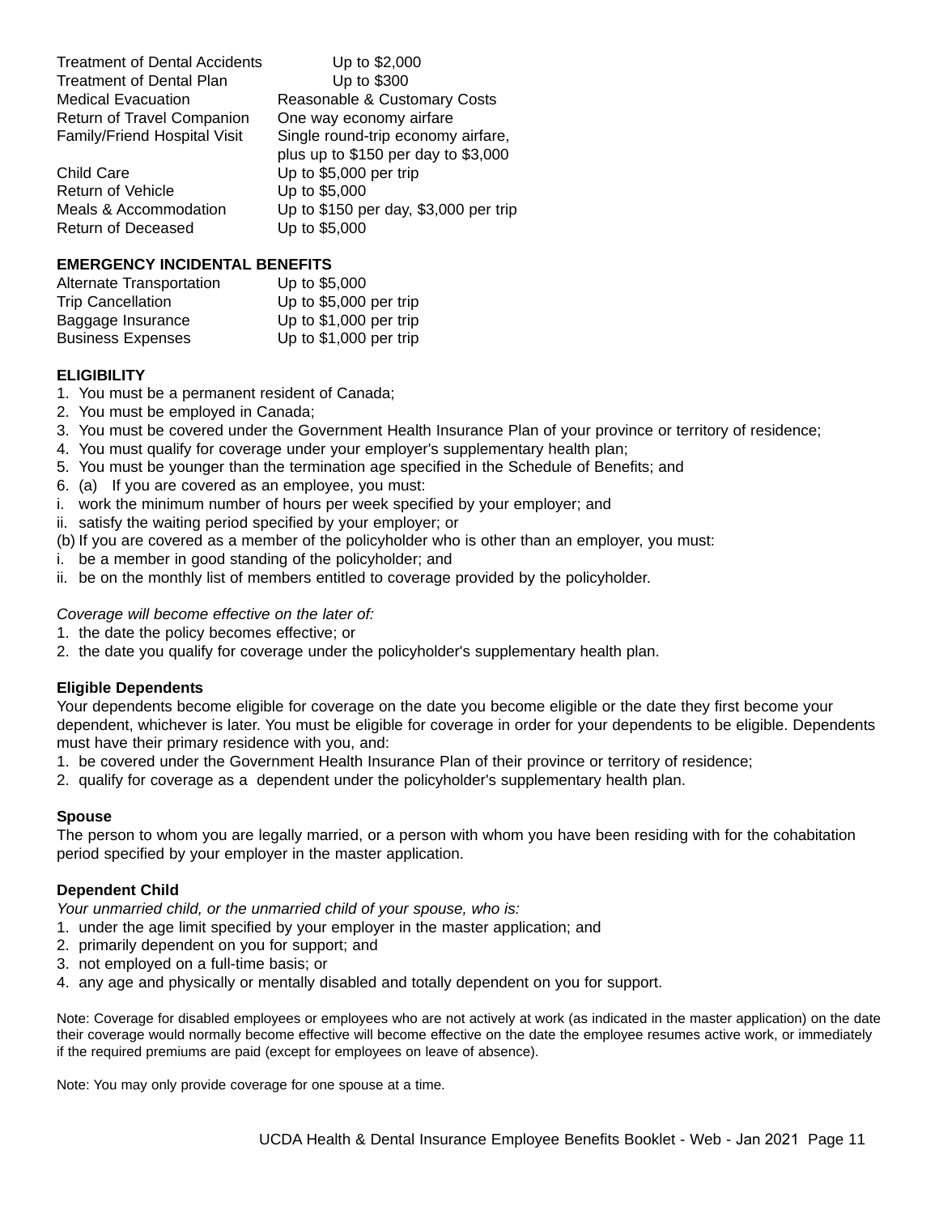| | |
|---|---|
| Treatment of Dental Accidents | Up to $2,000 |
| Treatment of Dental Plan | Up to $300 |
| Medical Evacuation | Reasonable & Customary Costs |
| Return of Travel Companion | One way economy airfare |
| Family/Friend Hospital Visit | Single round-trip economy airfare, plus up to $150 per day to $3,000 |
| Child Care | Up to $5,000 per trip |
| Return of Vehicle | Up to $5,000 |
| Meals & Accommodation | Up to $150 per day, $3,000 per trip |
| Return of Deceased | Up to $5,000 |

**EMERGENCY INCIDENTAL BENEFITS**

| | |
|---|---|
| Alternate Transportation | Up to $5,000 |
| Trip Cancellation | Up to $5,000 per trip |
| Baggage Insurance | Up to $1,000 per trip |
| Business Expenses | Up to $1,000 per trip |

**ELIGIBILITY**

1. You must be a permanent resident of Canada;
2. You must be employed in Canada;
3. You must be covered under the Government Health Insurance Plan of your province or territory of residence;
4. You must qualify for coverage under your employer's supplementary health plan;
5. You must be younger than the termination age specified in the Schedule of Benefits; and
6. (a) If you are covered as an employee, you must:
   i. work the minimum number of hours per week specified by your employer; and
   ii. satisfy the waiting period specified by your employer; or

   (b) If you are covered as a member of the policyholder who is other than an employer, you must:
   i. be a member in good standing of the policyholder; and
   ii. be on the monthly list of members entitled to coverage provided by the policyholder.

*Coverage will become effective on the later of:*

1. the date the policy becomes effective; or
2. the date you qualify for coverage under the policyholder's supplementary health plan.

**Eligible Dependents**

Your dependents become eligible for coverage on the date you become eligible or the date they first become your dependent, whichever is later. You must be eligible for coverage in order for your dependents to be eligible. Dependents must have their primary residence with you, and:

1. be covered under the Government Health Insurance Plan of their province or territory of residence;
2. qualify for coverage as a dependent under the policyholder's supplementary health plan.

**Spouse**

The person to whom you are legally married, or a person with whom you have been residing with for the cohabitation period specified by your employer in the master application.

**Dependent Child**

*Your unmarried child, or the unmarried child of your spouse, who is:*

1. under the age limit specified by your employer in the master application; and
2. primarily dependent on you for support; and
3. not employed on a full-time basis; or
4. any age and physically or mentally disabled and totally dependent on you for support.

Note: Coverage for disabled employees or employees who are not actively at work (as indicated in the master application) on the date their coverage would normally become effective will become effective on the date the employee resumes active work, or immediately if the required premiums are paid (except for employees on leave of absence).

Note: You may only provide coverage for one spouse at a time.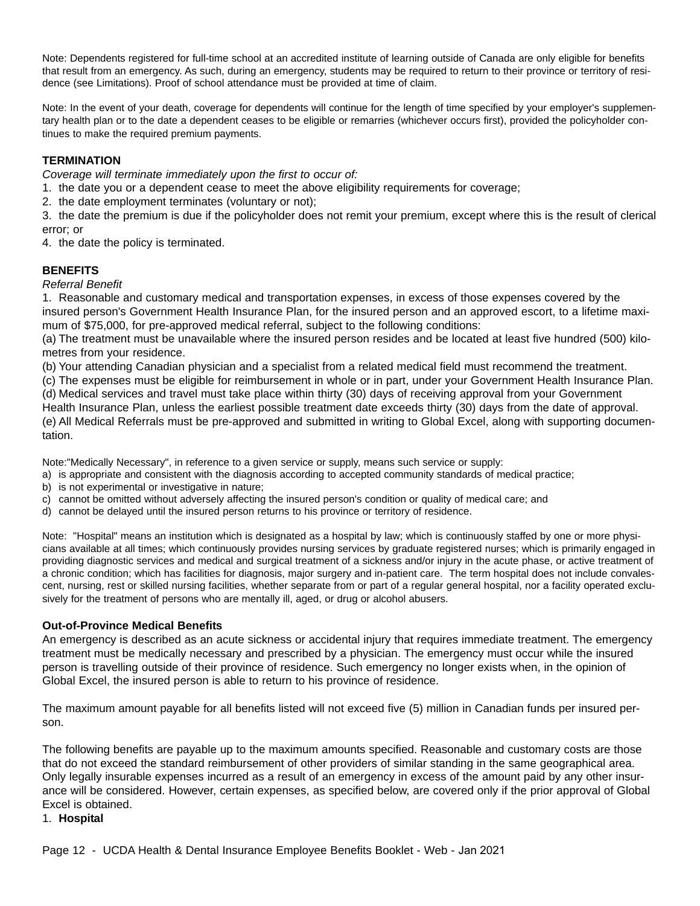Note: Dependents registered for full-time school at an accredited institute of learning outside of Canada are only eligible for benefits that result from an emergency. As such, during an emergency, students may be required to return to their province or territory of residence (see Limitations). Proof of school attendance must be provided at time of claim.

Note: In the event of your death, coverage for dependents will continue for the length of time specified by your employer's supplementary health plan or to the date a dependent ceases to be eligible or remarries (whichever occurs first), provided the policyholder continues to make the required premium payments.

**TERMINATION**

*Coverage will terminate immediately upon the first to occur of:*

1. the date you or a dependent cease to meet the above eligibility requirements for coverage;
2. the date employment terminates (voluntary or not);
3. the date the premium is due if the policyholder does not remit your premium, except where this is the result of clerical error; or
4. the date the policy is terminated.

**BENEFITS**

*Referral Benefit*

1. Reasonable and customary medical and transportation expenses, in excess of those expenses covered by the insured person's Government Health Insurance Plan, for the insured person and an approved escort, to a lifetime maximum of $75,000, for pre-approved medical referral, subject to the following conditions:

(a) The treatment must be unavailable where the insured person resides and be located at least five hundred (500) kilometres from your residence.
(b) Your attending Canadian physician and a specialist from a related medical field must recommend the treatment.
(c) The expenses must be eligible for reimbursement in whole or in part, under your Government Health Insurance Plan.
(d) Medical services and travel must take place within thirty (30) days of receiving approval from your Government Health Insurance Plan, unless the earliest possible treatment date exceeds thirty (30) days from the date of approval.
(e) All Medical Referrals must be pre-approved and submitted in writing to Global Excel, along with supporting documentation.

Note:"Medically Necessary", in reference to a given service or supply, means such service or supply:

a) is appropriate and consistent with the diagnosis according to accepted community standards of medical practice;
b) is not experimental or investigative in nature;
c) cannot be omitted without adversely affecting the insured person's condition or quality of medical care; and
d) cannot be delayed until the insured person returns to his province or territory of residence.

Note: "Hospital" means an institution which is designated as a hospital by law; which is continuously staffed by one or more physicians available at all times; which continuously provides nursing services by graduate registered nurses; which is primarily engaged in providing diagnostic services and medical and surgical treatment of a sickness and/or injury in the acute phase, or active treatment of a chronic condition; which has facilities for diagnosis, major surgery and in-patient care. The term hospital does not include convalescent, nursing, rest or skilled nursing facilities, whether separate from or part of a regular general hospital, nor a facility operated exclusively for the treatment of persons who are mentally ill, aged, or drug or alcohol abusers.

**Out-of-Province Medical Benefits**

An emergency is described as an acute sickness or accidental injury that requires immediate treatment. The emergency treatment must be medically necessary and prescribed by a physician. The emergency must occur while the insured person is travelling outside of their province of residence. Such emergency no longer exists when, in the opinion of Global Excel, the insured person is able to return to his province of residence.

The maximum amount payable for all benefits listed will not exceed five (5) million in Canadian funds per insured person.

The following benefits are payable up to the maximum amounts specified. Reasonable and customary costs are those that do not exceed the standard reimbursement of other providers of similar standing in the same geographical area. Only legally insurable expenses incurred as a result of an emergency in excess of the amount paid by any other insurance will be considered. However, certain expenses, as specified below, are covered only if the prior approval of Global Excel is obtained.

1. **Hospital**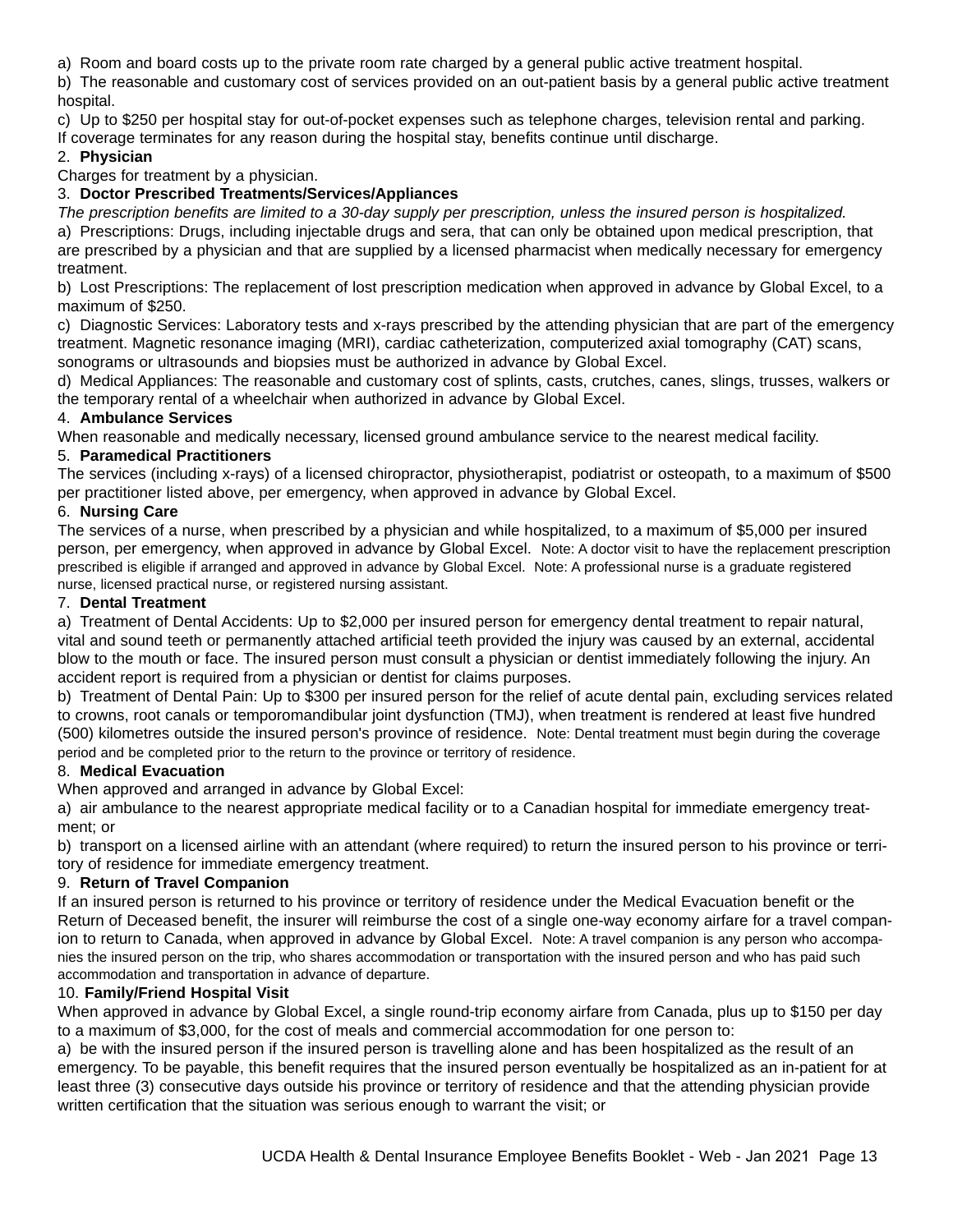a) Room and board costs up to the private room rate charged by a general public active treatment hospital.

b) The reasonable and customary cost of services provided on an out-patient basis by a general public active treatment hospital.

c) Up to $250 per hospital stay for out-of-pocket expenses such as telephone charges, television rental and parking.

If coverage terminates for any reason during the hospital stay, benefits continue until discharge.

2. **Physician**

Charges for treatment by a physician.

3. **Doctor Prescribed Treatments/Services/Appliances**

*The prescription benefits are limited to a 30-day supply per prescription, unless the insured person is hospitalized.*

a) Prescriptions: Drugs, including injectable drugs and sera, that can only be obtained upon medical prescription, that are prescribed by a physician and that are supplied by a licensed pharmacist when medically necessary for emergency treatment.

b) Lost Prescriptions: The replacement of lost prescription medication when approved in advance by Global Excel, to a maximum of $250.

c) Diagnostic Services: Laboratory tests and x-rays prescribed by the attending physician that are part of the emergency treatment. Magnetic resonance imaging (MRI), cardiac catheterization, computerized axial tomography (CAT) scans, sonograms or ultrasounds and biopsies must be authorized in advance by Global Excel.

d) Medical Appliances: The reasonable and customary cost of splints, casts, crutches, canes, slings, trusses, walkers or the temporary rental of a wheelchair when authorized in advance by Global Excel.

4. **Ambulance Services**

When reasonable and medically necessary, licensed ground ambulance service to the nearest medical facility.

5. **Paramedical Practitioners**

The services (including x-rays) of a licensed chiropractor, physiotherapist, podiatrist or osteopath, to a maximum of $500 per practitioner listed above, per emergency, when approved in advance by Global Excel.

6. **Nursing Care**

The services of a nurse, when prescribed by a physician and while hospitalized, to a maximum of $5,000 per insured person, per emergency, when approved in advance by Global Excel. Note: A doctor visit to have the replacement prescription prescribed is eligible if arranged and approved in advance by Global Excel. Note: A professional nurse is a graduate registered nurse, licensed practical nurse, or registered nursing assistant.

7. **Dental Treatment**

a) Treatment of Dental Accidents: Up to $2,000 per insured person for emergency dental treatment to repair natural, vital and sound teeth or permanently attached artificial teeth provided the injury was caused by an external, accidental blow to the mouth or face. The insured person must consult a physician or dentist immediately following the injury. An accident report is required from a physician or dentist for claims purposes.

b) Treatment of Dental Pain: Up to $300 per insured person for the relief of acute dental pain, excluding services related to crowns, root canals or temporomandibular joint dysfunction (TMJ), when treatment is rendered at least five hundred (500) kilometres outside the insured person's province of residence. Note: Dental treatment must begin during the coverage period and be completed prior to the return to the province or territory of residence.

8. **Medical Evacuation**

When approved and arranged in advance by Global Excel:

a) air ambulance to the nearest appropriate medical facility or to a Canadian hospital for immediate emergency treatment; or

b) transport on a licensed airline with an attendant (where required) to return the insured person to his province or territory of residence for immediate emergency treatment.

9. **Return of Travel Companion**

If an insured person is returned to his province or territory of residence under the Medical Evacuation benefit or the Return of Deceased benefit, the insurer will reimburse the cost of a single one-way economy airfare for a travel companion to return to Canada, when approved in advance by Global Excel. Note: A travel companion is any person who accompanies the insured person on the trip, who shares accommodation or transportation with the insured person and who has paid such accommodation and transportation in advance of departure.

10. **Family/Friend Hospital Visit**

When approved in advance by Global Excel, a single round-trip economy airfare from Canada, plus up to $150 per day to a maximum of $3,000, for the cost of meals and commercial accommodation for one person to:

a) be with the insured person if the insured person is travelling alone and has been hospitalized as the result of an emergency. To be payable, this benefit requires that the insured person eventually be hospitalized as an in-patient for at least three (3) consecutive days outside his province or territory of residence and that the attending physician provide written certification that the situation was serious enough to warrant the visit; or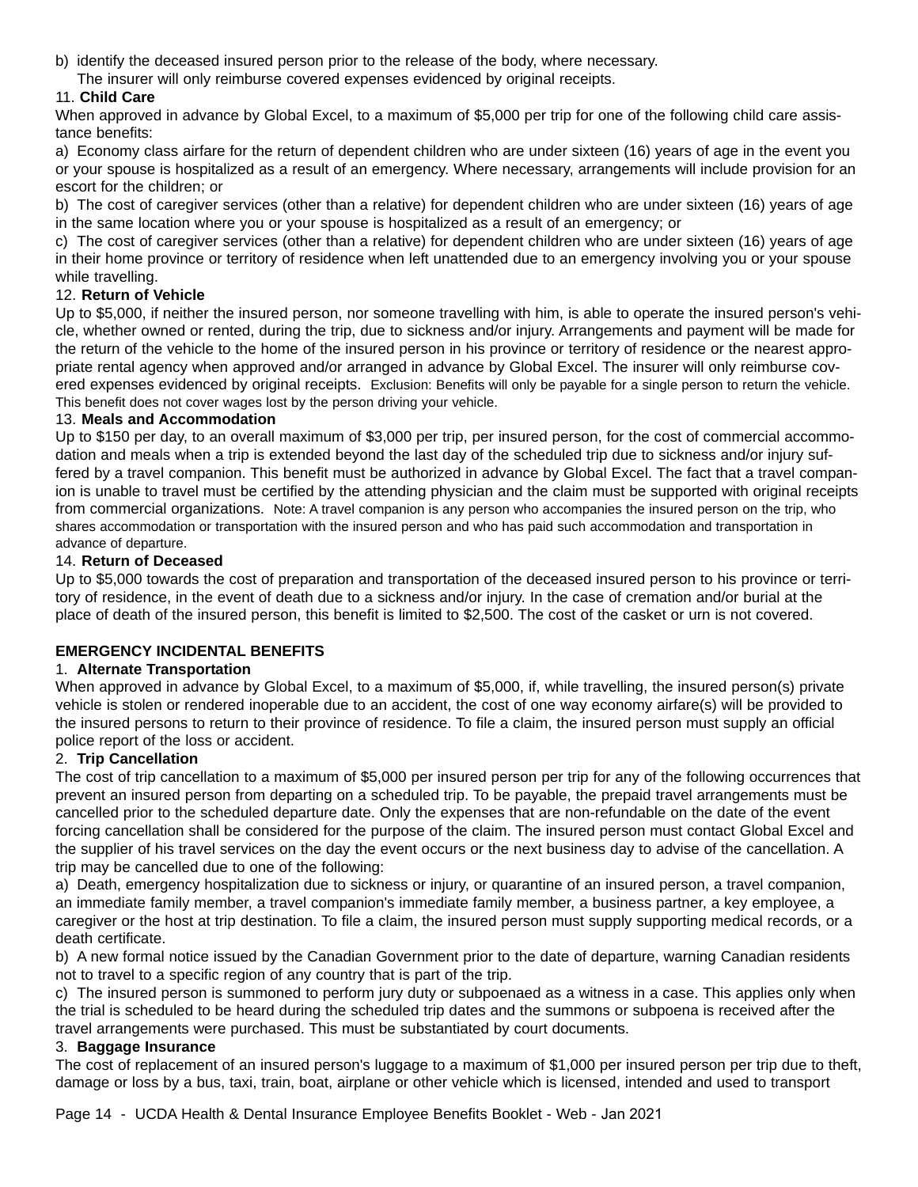b) identify the deceased insured person prior to the release of the body, where necessary.
The insurer will only reimburse covered expenses evidenced by original receipts.

11. **Child Care**

When approved in advance by Global Excel, to a maximum of $5,000 per trip for one of the following child care assistance benefits:

a) Economy class airfare for the return of dependent children who are under sixteen (16) years of age in the event you or your spouse is hospitalized as a result of an emergency. Where necessary, arrangements will include provision for an escort for the children; or

b) The cost of caregiver services (other than a relative) for dependent children who are under sixteen (16) years of age in the same location where you or your spouse is hospitalized as a result of an emergency; or

c) The cost of caregiver services (other than a relative) for dependent children who are under sixteen (16) years of age in their home province or territory of residence when left unattended due to an emergency involving you or your spouse while travelling.

12. **Return of Vehicle**

Up to $5,000, if neither the insured person, nor someone travelling with him, is able to operate the insured person's vehicle, whether owned or rented, during the trip, due to sickness and/or injury. Arrangements and payment will be made for the return of the vehicle to the home of the insured person in his province or territory of residence or the nearest appropriate rental agency when approved and/or arranged in advance by Global Excel. The insurer will only reimburse covered expenses evidenced by original receipts. Exclusion: Benefits will only be payable for a single person to return the vehicle. This benefit does not cover wages lost by the person driving your vehicle.

13. **Meals and Accommodation**

Up to $150 per day, to an overall maximum of $3,000 per trip, per insured person, for the cost of commercial accommodation and meals when a trip is extended beyond the last day of the scheduled trip due to sickness and/or injury suffered by a travel companion. This benefit must be authorized in advance by Global Excel. The fact that a travel companion is unable to travel must be certified by the attending physician and the claim must be supported with original receipts from commercial organizations. Note: A travel companion is any person who accompanies the insured person on the trip, who shares accommodation or transportation with the insured person and who has paid such accommodation and transportation in advance of departure.

14. **Return of Deceased**

Up to $5,000 towards the cost of preparation and transportation of the deceased insured person to his province or territory of residence, in the event of death due to a sickness and/or injury. In the case of cremation and/or burial at the place of death of the insured person, this benefit is limited to $2,500. The cost of the casket or urn is not covered.

**EMERGENCY INCIDENTAL BENEFITS**

1. **Alternate Transportation**

When approved in advance by Global Excel, to a maximum of $5,000, if, while travelling, the insured person(s) private vehicle is stolen or rendered inoperable due to an accident, the cost of one way economy airfare(s) will be provided to the insured persons to return to their province of residence. To file a claim, the insured person must supply an official police report of the loss or accident.

2. **Trip Cancellation**

The cost of trip cancellation to a maximum of $5,000 per insured person per trip for any of the following occurrences that prevent an insured person from departing on a scheduled trip. To be payable, the prepaid travel arrangements must be cancelled prior to the scheduled departure date. Only the expenses that are non-refundable on the date of the event forcing cancellation shall be considered for the purpose of the claim. The insured person must contact Global Excel and the supplier of his travel services on the day the event occurs or the next business day to advise of the cancellation. A trip may be cancelled due to one of the following:

a) Death, emergency hospitalization due to sickness or injury, or quarantine of an insured person, a travel companion, an immediate family member, a travel companion's immediate family member, a business partner, a key employee, a caregiver or the host at trip destination. To file a claim, the insured person must supply supporting medical records, or a death certificate.

b) A new formal notice issued by the Canadian Government prior to the date of departure, warning Canadian residents not to travel to a specific region of any country that is part of the trip.

c) The insured person is summoned to perform jury duty or subpoenaed as a witness in a case. This applies only when the trial is scheduled to be heard during the scheduled trip dates and the summons or subpoena is received after the travel arrangements were purchased. This must be substantiated by court documents.

3. **Baggage Insurance**

The cost of replacement of an insured person's luggage to a maximum of $1,000 per insured person per trip due to theft, damage or loss by a bus, taxi, train, boat, airplane or other vehicle which is licensed, intended and used to transport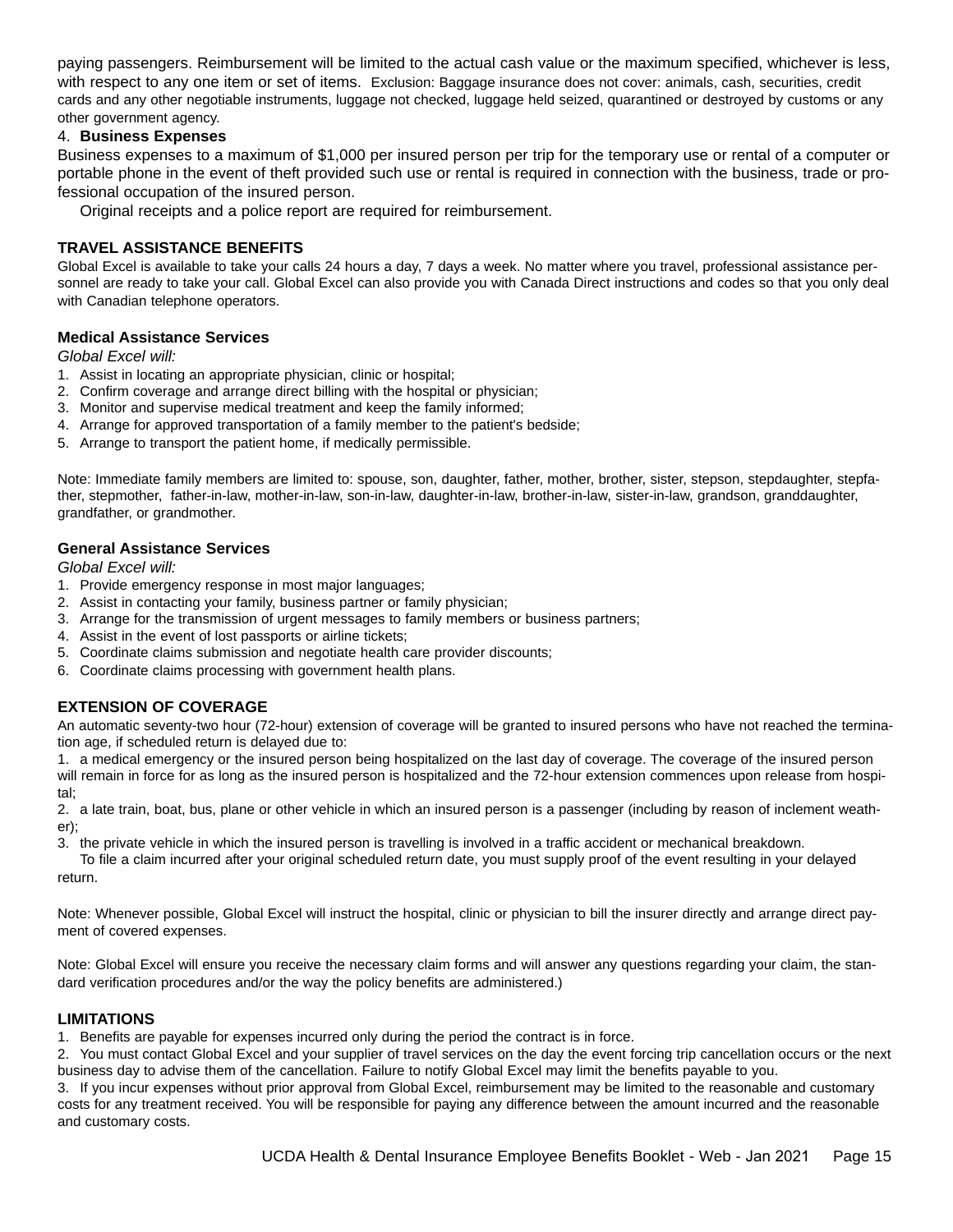paying passengers. Reimbursement will be limited to the actual cash value or the maximum specified, whichever is less, with respect to any one item or set of items. Exclusion: Baggage insurance does not cover: animals, cash, securities, credit cards and any other negotiable instruments, luggage not checked, luggage held seized, quarantined or destroyed by customs or any other government agency.

4. **Business Expenses**

Business expenses to a maximum of $1,000 per insured person per trip for the temporary use or rental of a computer or portable phone in the event of theft provided such use or rental is required in connection with the business, trade or professional occupation of the insured person.

Original receipts and a police report are required for reimbursement.

## TRAVEL ASSISTANCE BENEFITS

Global Excel is available to take your calls 24 hours a day, 7 days a week. No matter where you travel, professional assistance personnel are ready to take your call. Global Excel can also provide you with Canada Direct instructions and codes so that you only deal with Canadian telephone operators.

### Medical Assistance Services

*Global Excel will:*

1. Assist in locating an appropriate physician, clinic or hospital;
2. Confirm coverage and arrange direct billing with the hospital or physician;
3. Monitor and supervise medical treatment and keep the family informed;
4. Arrange for approved transportation of a family member to the patient's bedside;
5. Arrange to transport the patient home, if medically permissible.

Note: Immediate family members are limited to: spouse, son, daughter, father, mother, brother, sister, stepson, stepdaughter, stepfather, stepmother, father-in-law, mother-in-law, son-in-law, daughter-in-law, brother-in-law, sister-in-law, grandson, granddaughter, grandfather, or grandmother.

### General Assistance Services

*Global Excel will:*

1. Provide emergency response in most major languages;
2. Assist in contacting your family, business partner or family physician;
3. Arrange for the transmission of urgent messages to family members or business partners;
4. Assist in the event of lost passports or airline tickets;
5. Coordinate claims submission and negotiate health care provider discounts;
6. Coordinate claims processing with government health plans.

## EXTENSION OF COVERAGE

An automatic seventy-two hour (72-hour) extension of coverage will be granted to insured persons who have not reached the termination age, if scheduled return is delayed due to:

1. a medical emergency or the insured person being hospitalized on the last day of coverage. The coverage of the insured person will remain in force for as long as the insured person is hospitalized and the 72-hour extension commences upon release from hospital;
2. a late train, boat, bus, plane or other vehicle in which an insured person is a passenger (including by reason of inclement weather);
3. the private vehicle in which the insured person is travelling is involved in a traffic accident or mechanical breakdown.

To file a claim incurred after your original scheduled return date, you must supply proof of the event resulting in your delayed return.

Note: Whenever possible, Global Excel will instruct the hospital, clinic or physician to bill the insurer directly and arrange direct payment of covered expenses.

Note: Global Excel will ensure you receive the necessary claim forms and will answer any questions regarding your claim, the standard verification procedures and/or the way the policy benefits are administered.)

## LIMITATIONS

1. Benefits are payable for expenses incurred only during the period the contract is in force.
2. You must contact Global Excel and your supplier of travel services on the day the event forcing trip cancellation occurs or the next business day to advise them of the cancellation. Failure to notify Global Excel may limit the benefits payable to you.
3. If you incur expenses without prior approval from Global Excel, reimbursement may be limited to the reasonable and customary costs for any treatment received. You will be responsible for paying any difference between the amount incurred and the reasonable and customary costs.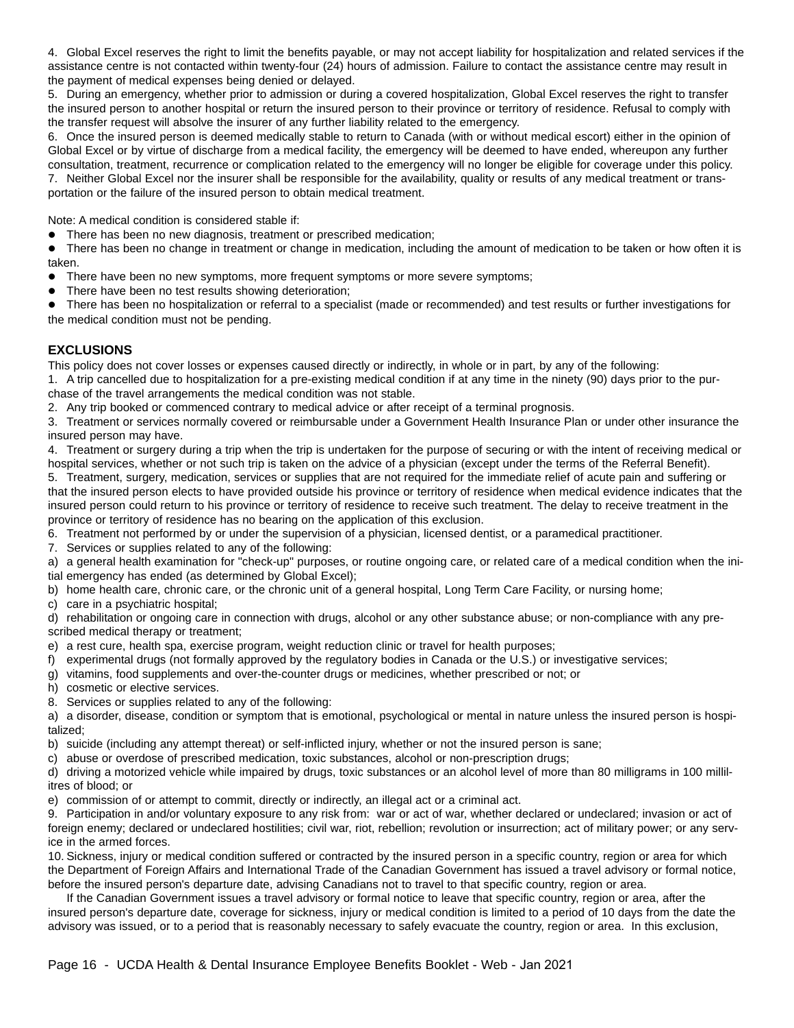4. Global Excel reserves the right to limit the benefits payable, or may not accept liability for hospitalization and related services if the assistance centre is not contacted within twenty-four (24) hours of admission. Failure to contact the assistance centre may result in the payment of medical expenses being denied or delayed.
5. During an emergency, whether prior to admission or during a covered hospitalization, Global Excel reserves the right to transfer the insured person to another hospital or return the insured person to their province or territory of residence. Refusal to comply with the transfer request will absolve the insurer of any further liability related to the emergency.
6. Once the insured person is deemed medically stable to return to Canada (with or without medical escort) either in the opinion of Global Excel or by virtue of discharge from a medical facility, the emergency will be deemed to have ended, whereupon any further consultation, treatment, recurrence or complication related to the emergency will no longer be eligible for coverage under this policy.
7. Neither Global Excel nor the insurer shall be responsible for the availability, quality or results of any medical treatment or transportation or the failure of the insured person to obtain medical treatment.

Note: A medical condition is considered stable if:

- There has been no new diagnosis, treatment or prescribed medication;
- There has been no change in treatment or change in medication, including the amount of medication to be taken or how often it is taken.
- There have been no new symptoms, more frequent symptoms or more severe symptoms;
- There have been no test results showing deterioration;
- There has been no hospitalization or referral to a specialist (made or recommended) and test results or further investigations for the medical condition must not be pending.

## EXCLUSIONS

This policy does not cover losses or expenses caused directly or indirectly, in whole or in part, by any of the following:

1. A trip cancelled due to hospitalization for a pre-existing medical condition if at any time in the ninety (90) days prior to the purchase of the travel arrangements the medical condition was not stable.
2. Any trip booked or commenced contrary to medical advice or after receipt of a terminal prognosis.
3. Treatment or services normally covered or reimbursable under a Government Health Insurance Plan or under other insurance the insured person may have.
4. Treatment or surgery during a trip when the trip is undertaken for the purpose of securing or with the intent of receiving medical or hospital services, whether or not such trip is taken on the advice of a physician (except under the terms of the Referral Benefit).
5. Treatment, surgery, medication, services or supplies that are not required for the immediate relief of acute pain and suffering or that the insured person elects to have provided outside his province or territory of residence when medical evidence indicates that the insured person could return to his province or territory of residence to receive such treatment. The delay to receive treatment in the province or territory of residence has no bearing on the application of this exclusion.
6. Treatment not performed by or under the supervision of a physician, licensed dentist, or a paramedical practitioner.
7. Services or supplies related to any of the following:

a) a general health examination for "check-up" purposes, or routine ongoing care, or related care of a medical condition when the initial emergency has ended (as determined by Global Excel);
b) home health care, chronic care, or the chronic unit of a general hospital, Long Term Care Facility, or nursing home;
c) care in a psychiatric hospital;
d) rehabilitation or ongoing care in connection with drugs, alcohol or any other substance abuse; or non-compliance with any prescribed medical therapy or treatment;
e) a rest cure, health spa, exercise program, weight reduction clinic or travel for health purposes;
f) experimental drugs (not formally approved by the regulatory bodies in Canada or the U.S.) or investigative services;
g) vitamins, food supplements and over-the-counter drugs or medicines, whether prescribed or not; or
h) cosmetic or elective services.

8. Services or supplies related to any of the following:

a) a disorder, disease, condition or symptom that is emotional, psychological or mental in nature unless the insured person is hospitalized;
b) suicide (including any attempt thereat) or self-inflicted injury, whether or not the insured person is sane;
c) abuse or overdose of prescribed medication, toxic substances, alcohol or non-prescription drugs;
d) driving a motorized vehicle while impaired by drugs, toxic substances or an alcohol level of more than 80 milligrams in 100 millilitres of blood; or
e) commission of or attempt to commit, directly or indirectly, an illegal act or a criminal act.

9. Participation in and/or voluntary exposure to any risk from: war or act of war, whether declared or undeclared; invasion or act of foreign enemy; declared or undeclared hostilities; civil war, riot, rebellion; revolution or insurrection; act of military power; or any service in the armed forces.
10. Sickness, injury or medical condition suffered or contracted by the insured person in a specific country, region or area for which the Department of Foreign Affairs and International Trade of the Canadian Government has issued a travel advisory or formal notice, before the insured person's departure date, advising Canadians not to travel to that specific country, region or area.

If the Canadian Government issues a travel advisory or formal notice to leave that specific country, region or area, after the insured person's departure date, coverage for sickness, injury or medical condition is limited to a period of 10 days from the date the advisory was issued, or to a period that is reasonably necessary to safely evacuate the country, region or area. In this exclusion,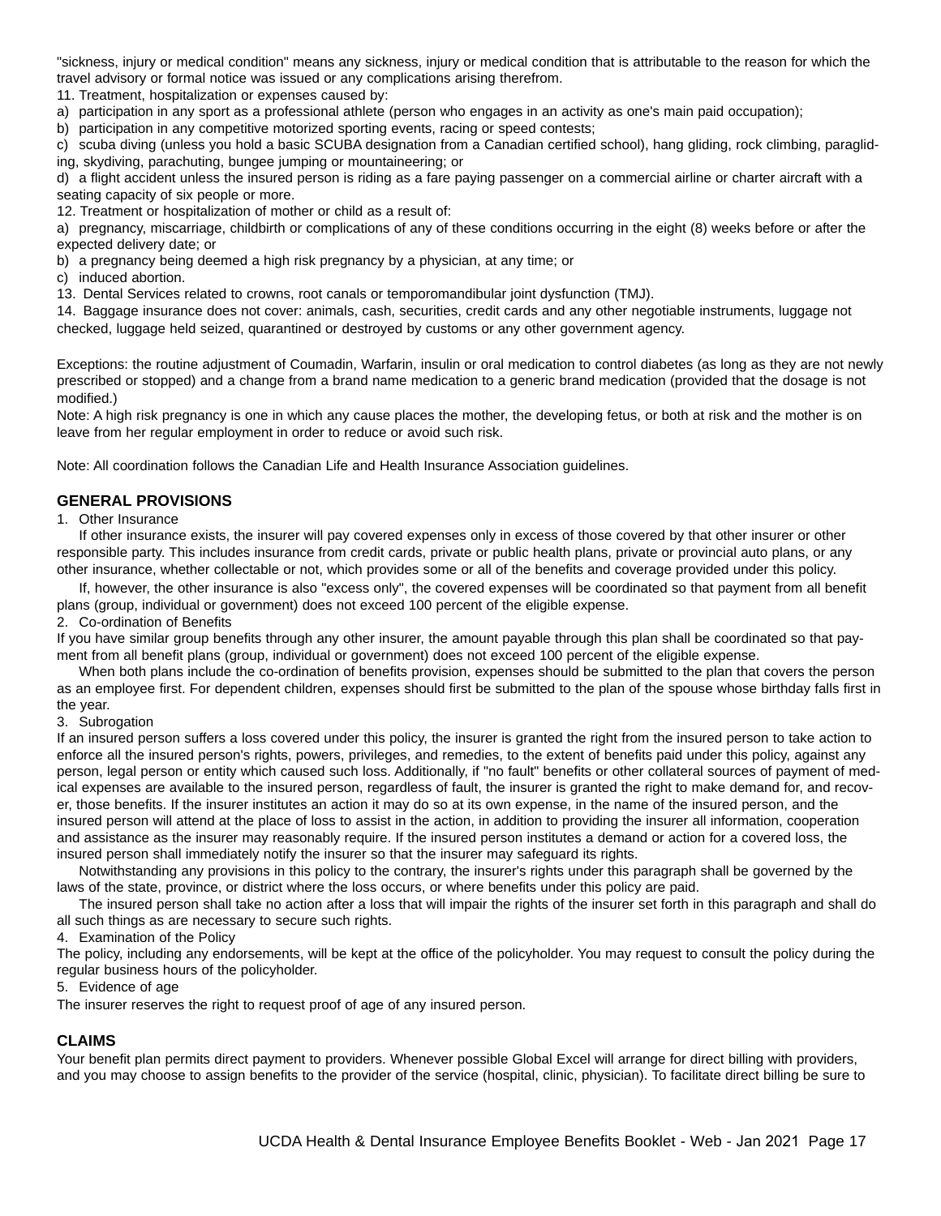"sickness, injury or medical condition" means any sickness, injury or medical condition that is attributable to the reason for which the travel advisory or formal notice was issued or any complications arising therefrom.

11. Treatment, hospitalization or expenses caused by:

a) participation in any sport as a professional athlete (person who engages in an activity as one's main paid occupation);

b) participation in any competitive motorized sporting events, racing or speed contests;

c) scuba diving (unless you hold a basic SCUBA designation from a Canadian certified school), hang gliding, rock climbing, paragliding, skydiving, parachuting, bungee jumping or mountaineering; or

d) a flight accident unless the insured person is riding as a fare paying passenger on a commercial airline or charter aircraft with a seating capacity of six people or more.

12. Treatment or hospitalization of mother or child as a result of:

a) pregnancy, miscarriage, childbirth or complications of any of these conditions occurring in the eight (8) weeks before or after the expected delivery date; or

b) a pregnancy being deemed a high risk pregnancy by a physician, at any time; or

c) induced abortion.

13. Dental Services related to crowns, root canals or temporomandibular joint dysfunction (TMJ).

14. Baggage insurance does not cover: animals, cash, securities, credit cards and any other negotiable instruments, luggage not checked, luggage held seized, quarantined or destroyed by customs or any other government agency.

Exceptions: the routine adjustment of Coumadin, Warfarin, insulin or oral medication to control diabetes (as long as they are not newly prescribed or stopped) and a change from a brand name medication to a generic brand medication (provided that the dosage is not modified.)

Note: A high risk pregnancy is one in which any cause places the mother, the developing fetus, or both at risk and the mother is on leave from her regular employment in order to reduce or avoid such risk.

Note: All coordination follows the Canadian Life and Health Insurance Association guidelines.

## GENERAL PROVISIONS

1. Other Insurance

If other insurance exists, the insurer will pay covered expenses only in excess of those covered by that other insurer or other responsible party. This includes insurance from credit cards, private or public health plans, private or provincial auto plans, or any other insurance, whether collectable or not, which provides some or all of the benefits and coverage provided under this policy.

If, however, the other insurance is also "excess only", the covered expenses will be coordinated so that payment from all benefit plans (group, individual or government) does not exceed 100 percent of the eligible expense.

2. Co-ordination of Benefits

If you have similar group benefits through any other insurer, the amount payable through this plan shall be coordinated so that payment from all benefit plans (group, individual or government) does not exceed 100 percent of the eligible expense.

When both plans include the co-ordination of benefits provision, expenses should be submitted to the plan that covers the person as an employee first. For dependent children, expenses should first be submitted to the plan of the spouse whose birthday falls first in the year.

3. Subrogation

If an insured person suffers a loss covered under this policy, the insurer is granted the right from the insured person to take action to enforce all the insured person's rights, powers, privileges, and remedies, to the extent of benefits paid under this policy, against any person, legal person or entity which caused such loss. Additionally, if "no fault" benefits or other collateral sources of payment of medical expenses are available to the insured person, regardless of fault, the insurer is granted the right to make demand for, and recover, those benefits. If the insurer institutes an action it may do so at its own expense, in the name of the insured person, and the insured person will attend at the place of loss to assist in the action, in addition to providing the insurer all information, cooperation and assistance as the insurer may reasonably require. If the insured person institutes a demand or action for a covered loss, the insured person shall immediately notify the insurer so that the insurer may safeguard its rights.

Notwithstanding any provisions in this policy to the contrary, the insurer's rights under this paragraph shall be governed by the laws of the state, province, or district where the loss occurs, or where benefits under this policy are paid.

The insured person shall take no action after a loss that will impair the rights of the insurer set forth in this paragraph and shall do all such things as are necessary to secure such rights.

4. Examination of the Policy

The policy, including any endorsements, will be kept at the office of the policyholder. You may request to consult the policy during the regular business hours of the policyholder.

5. Evidence of age

The insurer reserves the right to request proof of age of any insured person.

## CLAIMS

Your benefit plan permits direct payment to providers. Whenever possible Global Excel will arrange for direct billing with providers, and you may choose to assign benefits to the provider of the service (hospital, clinic, physician). To facilitate direct billing be sure to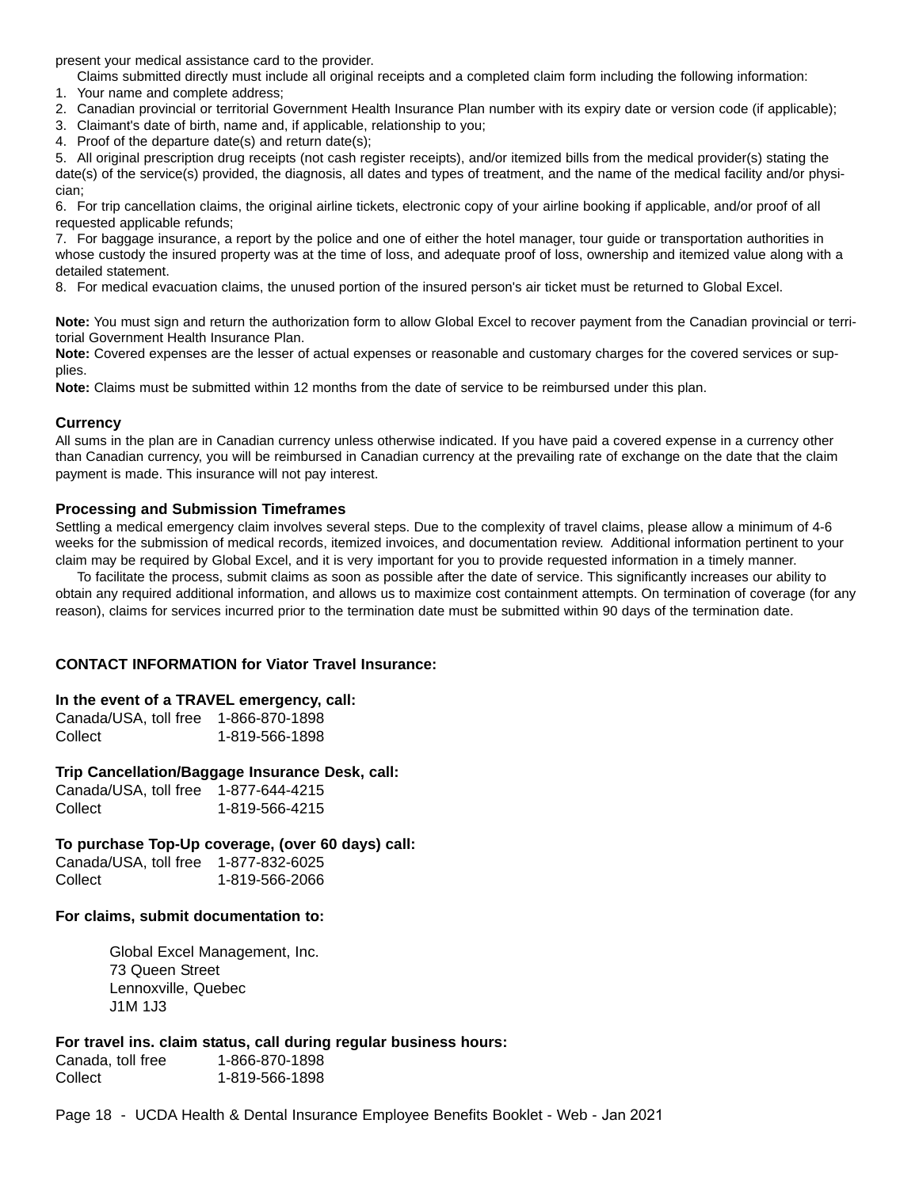present your medical assistance card to the provider.

Claims submitted directly must include all original receipts and a completed claim form including the following information:

1. Your name and complete address;
2. Canadian provincial or territorial Government Health Insurance Plan number with its expiry date or version code (if applicable);
3. Claimant's date of birth, name and, if applicable, relationship to you;
4. Proof of the departure date(s) and return date(s);
5. All original prescription drug receipts (not cash register receipts), and/or itemized bills from the medical provider(s) stating the date(s) of the service(s) provided, the diagnosis, all dates and types of treatment, and the name of the medical facility and/or physician;
6. For trip cancellation claims, the original airline tickets, electronic copy of your airline booking if applicable, and/or proof of all requested applicable refunds;
7. For baggage insurance, a report by the police and one of either the hotel manager, tour guide or transportation authorities in whose custody the insured property was at the time of loss, and adequate proof of loss, ownership and itemized value along with a detailed statement.
8. For medical evacuation claims, the unused portion of the insured person's air ticket must be returned to Global Excel.

**Note:** You must sign and return the authorization form to allow Global Excel to recover payment from the Canadian provincial or territorial Government Health Insurance Plan.

**Note:** Covered expenses are the lesser of actual expenses or reasonable and customary charges for the covered services or supplies.

**Note:** Claims must be submitted within 12 months from the date of service to be reimbursed under this plan.

### Currency

All sums in the plan are in Canadian currency unless otherwise indicated. If you have paid a covered expense in a currency other than Canadian currency, you will be reimbursed in Canadian currency at the prevailing rate of exchange on the date that the claim payment is made. This insurance will not pay interest.

### Processing and Submission Timeframes

Settling a medical emergency claim involves several steps. Due to the complexity of travel claims, please allow a minimum of 4-6 weeks for the submission of medical records, itemized invoices, and documentation review. Additional information pertinent to your claim may be required by Global Excel, and it is very important for you to provide requested information in a timely manner.

To facilitate the process, submit claims as soon as possible after the date of service. This significantly increases our ability to obtain any required additional information, and allows us to maximize cost containment attempts. On termination of coverage (for any reason), claims for services incurred prior to the termination date must be submitted within 90 days of the termination date.

### CONTACT INFORMATION for Viator Travel Insurance:

**In the event of a TRAVEL emergency, call:**

Canada/USA, toll free 1-866-870-1898
Collect 1-819-566-1898

**Trip Cancellation/Baggage Insurance Desk, call:**

Canada/USA, toll free 1-877-644-4215
Collect 1-819-566-4215

**To purchase Top-Up coverage, (over 60 days) call:**

Canada/USA, toll free 1-877-832-6025
Collect 1-819-566-2066

**For claims, submit documentation to:**

Global Excel Management, Inc.
73 Queen Street
Lennoxville, Quebec
J1M 1J3

**For travel ins. claim status, call during regular business hours:**

Canada, toll free 1-866-870-1898
Collect 1-819-566-1898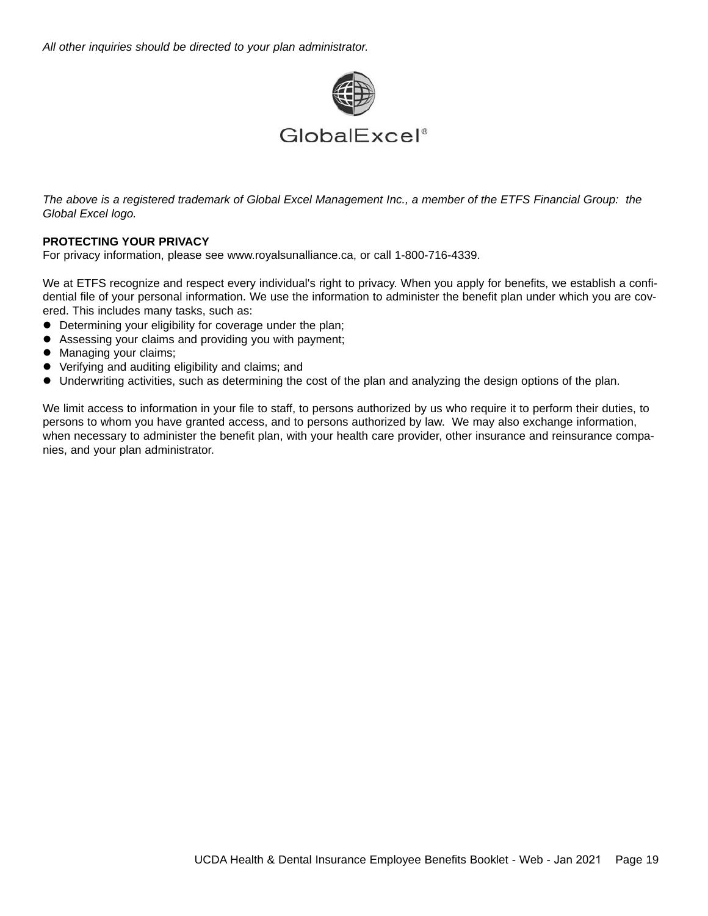*All other inquiries should be directed to your plan administrator.*

GlobalExcel®

*The above is a registered trademark of Global Excel Management Inc., a member of the ETFS Financial Group: the Global Excel logo.*

**PROTECTING YOUR PRIVACY**
For privacy information, please see www.royalsunalliance.ca, or call 1-800-716-4339.

We at ETFS recognize and respect every individual's right to privacy. When you apply for benefits, we establish a confidential file of your personal information. We use the information to administer the benefit plan under which you are covered. This includes many tasks, such as:

- Determining your eligibility for coverage under the plan;
- Assessing your claims and providing you with payment;
- Managing your claims;
- Verifying and auditing eligibility and claims; and
- Underwriting activities, such as determining the cost of the plan and analyzing the design options of the plan.

We limit access to information in your file to staff, to persons authorized by us who require it to perform their duties, to persons to whom you have granted access, and to persons authorized by law. We may also exchange information, when necessary to administer the benefit plan, with your health care provider, other insurance and reinsurance companies, and your plan administrator.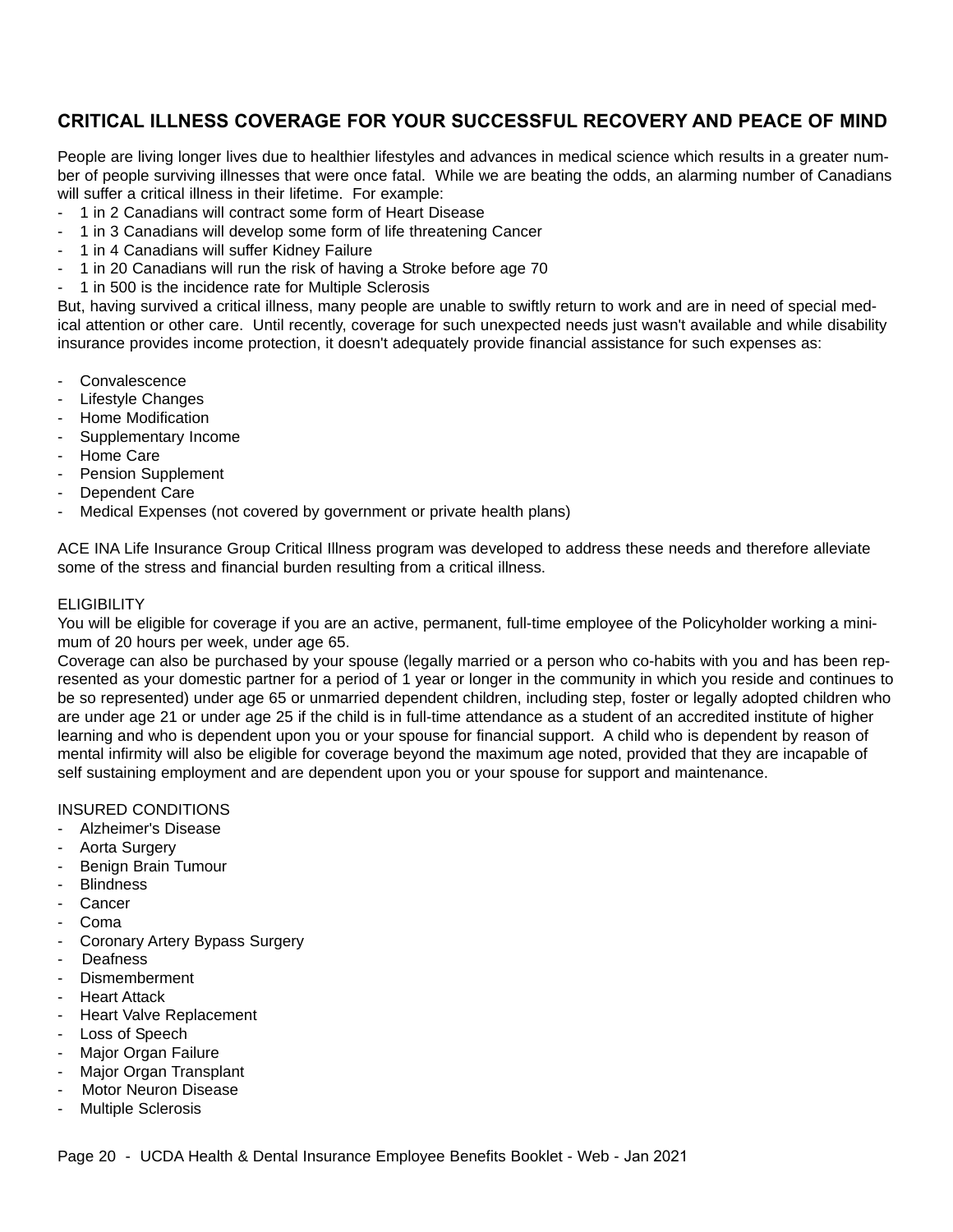## CRITICAL ILLNESS COVERAGE FOR YOUR SUCCESSFUL RECOVERY AND PEACE OF MIND

People are living longer lives due to healthier lifestyles and advances in medical science which results in a greater number of people surviving illnesses that were once fatal. While we are beating the odds, an alarming number of Canadians will suffer a critical illness in their lifetime. For example:

- 1 in 2 Canadians will contract some form of Heart Disease
- 1 in 3 Canadians will develop some form of life threatening Cancer
- 1 in 4 Canadians will suffer Kidney Failure
- 1 in 20 Canadians will run the risk of having a Stroke before age 70
- 1 in 500 is the incidence rate for Multiple Sclerosis

But, having survived a critical illness, many people are unable to swiftly return to work and are in need of special medical attention or other care. Until recently, coverage for such unexpected needs just wasn't available and while disability insurance provides income protection, it doesn't adequately provide financial assistance for such expenses as:

- Convalescence
- Lifestyle Changes
- Home Modification
- Supplementary Income
- Home Care
- Pension Supplement
- Dependent Care
- Medical Expenses (not covered by government or private health plans)

ACE INA Life Insurance Group Critical Illness program was developed to address these needs and therefore alleviate some of the stress and financial burden resulting from a critical illness.

ELIGIBILITY

You will be eligible for coverage if you are an active, permanent, full-time employee of the Policyholder working a minimum of 20 hours per week, under age 65.

Coverage can also be purchased by your spouse (legally married or a person who co-habits with you and has been represented as your domestic partner for a period of 1 year or longer in the community in which you reside and continues to be so represented) under age 65 or unmarried dependent children, including step, foster or legally adopted children who are under age 21 or under age 25 if the child is in full-time attendance as a student of an accredited institute of higher learning and who is dependent upon you or your spouse for financial support. A child who is dependent by reason of mental infirmity will also be eligible for coverage beyond the maximum age noted, provided that they are incapable of self sustaining employment and are dependent upon you or your spouse for support and maintenance.

INSURED CONDITIONS

- Alzheimer's Disease
- Aorta Surgery
- Benign Brain Tumour
- Blindness
- Cancer
- Coma
- Coronary Artery Bypass Surgery
- Deafness
- Dismemberment
- Heart Attack
- Heart Valve Replacement
- Loss of Speech
- Major Organ Failure
- Major Organ Transplant
- Motor Neuron Disease
- Multiple Sclerosis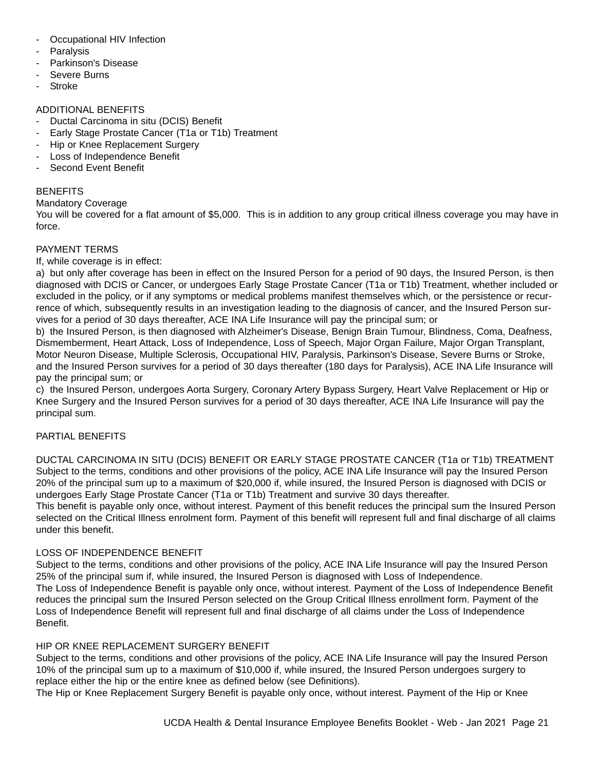- Occupational HIV Infection
- Paralysis
- Parkinson's Disease
- Severe Burns
- Stroke

ADDITIONAL BENEFITS

- Ductal Carcinoma in situ (DCIS) Benefit
- Early Stage Prostate Cancer (T1a or T1b) Treatment
- Hip or Knee Replacement Surgery
- Loss of Independence Benefit
- Second Event Benefit

BENEFITS

Mandatory Coverage

You will be covered for a flat amount of $5,000. This is in addition to any group critical illness coverage you may have in force.

PAYMENT TERMS

If, while coverage is in effect:

a) but only after coverage has been in effect on the Insured Person for a period of 90 days, the Insured Person, is then diagnosed with DCIS or Cancer, or undergoes Early Stage Prostate Cancer (T1a or T1b) Treatment, whether included or excluded in the policy, or if any symptoms or medical problems manifest themselves which, or the persistence or recurrence of which, subsequently results in an investigation leading to the diagnosis of cancer, and the Insured Person survives for a period of 30 days thereafter, ACE INA Life Insurance will pay the principal sum; or

b) the Insured Person, is then diagnosed with Alzheimer's Disease, Benign Brain Tumour, Blindness, Coma, Deafness, Dismemberment, Heart Attack, Loss of Independence, Loss of Speech, Major Organ Failure, Major Organ Transplant, Motor Neuron Disease, Multiple Sclerosis, Occupational HIV, Paralysis, Parkinson's Disease, Severe Burns or Stroke, and the Insured Person survives for a period of 30 days thereafter (180 days for Paralysis), ACE INA Life Insurance will pay the principal sum; or

c) the Insured Person, undergoes Aorta Surgery, Coronary Artery Bypass Surgery, Heart Valve Replacement or Hip or Knee Surgery and the Insured Person survives for a period of 30 days thereafter, ACE INA Life Insurance will pay the principal sum.

PARTIAL BENEFITS

DUCTAL CARCINOMA IN SITU (DCIS) BENEFIT OR EARLY STAGE PROSTATE CANCER (T1a or T1b) TREATMENT

Subject to the terms, conditions and other provisions of the policy, ACE INA Life Insurance will pay the Insured Person 20% of the principal sum up to a maximum of $20,000 if, while insured, the Insured Person is diagnosed with DCIS or undergoes Early Stage Prostate Cancer (T1a or T1b) Treatment and survive 30 days thereafter.

This benefit is payable only once, without interest. Payment of this benefit reduces the principal sum the Insured Person selected on the Critical Illness enrolment form. Payment of this benefit will represent full and final discharge of all claims under this benefit.

LOSS OF INDEPENDENCE BENEFIT

Subject to the terms, conditions and other provisions of the policy, ACE INA Life Insurance will pay the Insured Person 25% of the principal sum if, while insured, the Insured Person is diagnosed with Loss of Independence.

The Loss of Independence Benefit is payable only once, without interest. Payment of the Loss of Independence Benefit reduces the principal sum the Insured Person selected on the Group Critical Illness enrollment form. Payment of the Loss of Independence Benefit will represent full and final discharge of all claims under the Loss of Independence Benefit.

HIP OR KNEE REPLACEMENT SURGERY BENEFIT

Subject to the terms, conditions and other provisions of the policy, ACE INA Life Insurance will pay the Insured Person 10% of the principal sum up to a maximum of $10,000 if, while insured, the Insured Person undergoes surgery to replace either the hip or the entire knee as defined below (see Definitions).

The Hip or Knee Replacement Surgery Benefit is payable only once, without interest. Payment of the Hip or Knee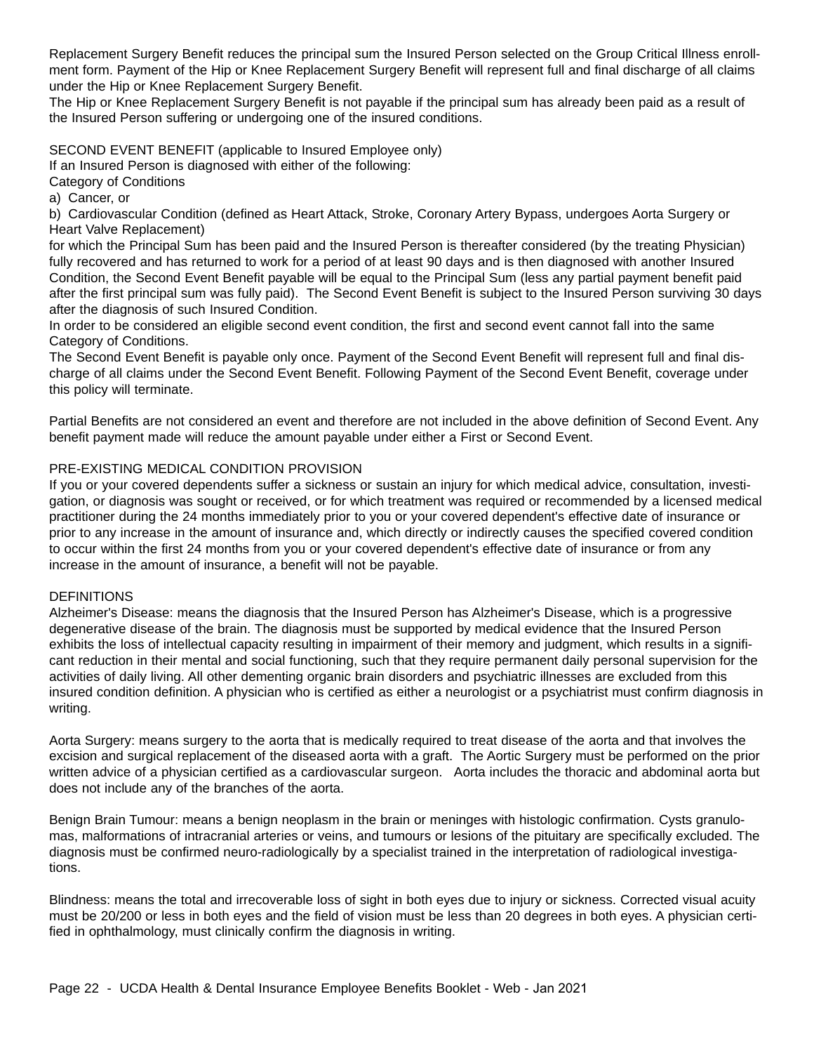Replacement Surgery Benefit reduces the principal sum the Insured Person selected on the Group Critical Illness enrollment form. Payment of the Hip or Knee Replacement Surgery Benefit will represent full and final discharge of all claims under the Hip or Knee Replacement Surgery Benefit.

The Hip or Knee Replacement Surgery Benefit is not payable if the principal sum has already been paid as a result of the Insured Person suffering or undergoing one of the insured conditions.

SECOND EVENT BENEFIT (applicable to Insured Employee only)

If an Insured Person is diagnosed with either of the following:

Category of Conditions

a) Cancer, or

b) Cardiovascular Condition (defined as Heart Attack, Stroke, Coronary Artery Bypass, undergoes Aorta Surgery or Heart Valve Replacement)

for which the Principal Sum has been paid and the Insured Person is thereafter considered (by the treating Physician) fully recovered and has returned to work for a period of at least 90 days and is then diagnosed with another Insured Condition, the Second Event Benefit payable will be equal to the Principal Sum (less any partial payment benefit paid after the first principal sum was fully paid). The Second Event Benefit is subject to the Insured Person surviving 30 days after the diagnosis of such Insured Condition.

In order to be considered an eligible second event condition, the first and second event cannot fall into the same Category of Conditions.

The Second Event Benefit is payable only once. Payment of the Second Event Benefit will represent full and final discharge of all claims under the Second Event Benefit. Following Payment of the Second Event Benefit, coverage under this policy will terminate.

Partial Benefits are not considered an event and therefore are not included in the above definition of Second Event. Any benefit payment made will reduce the amount payable under either a First or Second Event.

PRE-EXISTING MEDICAL CONDITION PROVISION

If you or your covered dependents suffer a sickness or sustain an injury for which medical advice, consultation, investigation, or diagnosis was sought or received, or for which treatment was required or recommended by a licensed medical practitioner during the 24 months immediately prior to you or your covered dependent's effective date of insurance or prior to any increase in the amount of insurance and, which directly or indirectly causes the specified covered condition to occur within the first 24 months from you or your covered dependent's effective date of insurance or from any increase in the amount of insurance, a benefit will not be payable.

DEFINITIONS

Alzheimer's Disease: means the diagnosis that the Insured Person has Alzheimer's Disease, which is a progressive degenerative disease of the brain. The diagnosis must be supported by medical evidence that the Insured Person exhibits the loss of intellectual capacity resulting in impairment of their memory and judgment, which results in a significant reduction in their mental and social functioning, such that they require permanent daily personal supervision for the activities of daily living. All other dementing organic brain disorders and psychiatric illnesses are excluded from this insured condition definition. A physician who is certified as either a neurologist or a psychiatrist must confirm diagnosis in writing.

Aorta Surgery: means surgery to the aorta that is medically required to treat disease of the aorta and that involves the excision and surgical replacement of the diseased aorta with a graft. The Aortic Surgery must be performed on the prior written advice of a physician certified as a cardiovascular surgeon. Aorta includes the thoracic and abdominal aorta but does not include any of the branches of the aorta.

Benign Brain Tumour: means a benign neoplasm in the brain or meninges with histologic confirmation. Cysts granulomas, malformations of intracranial arteries or veins, and tumours or lesions of the pituitary are specifically excluded. The diagnosis must be confirmed neuro-radiologically by a specialist trained in the interpretation of radiological investigations.

Blindness: means the total and irrecoverable loss of sight in both eyes due to injury or sickness. Corrected visual acuity must be 20/200 or less in both eyes and the field of vision must be less than 20 degrees in both eyes. A physician certified in ophthalmology, must clinically confirm the diagnosis in writing.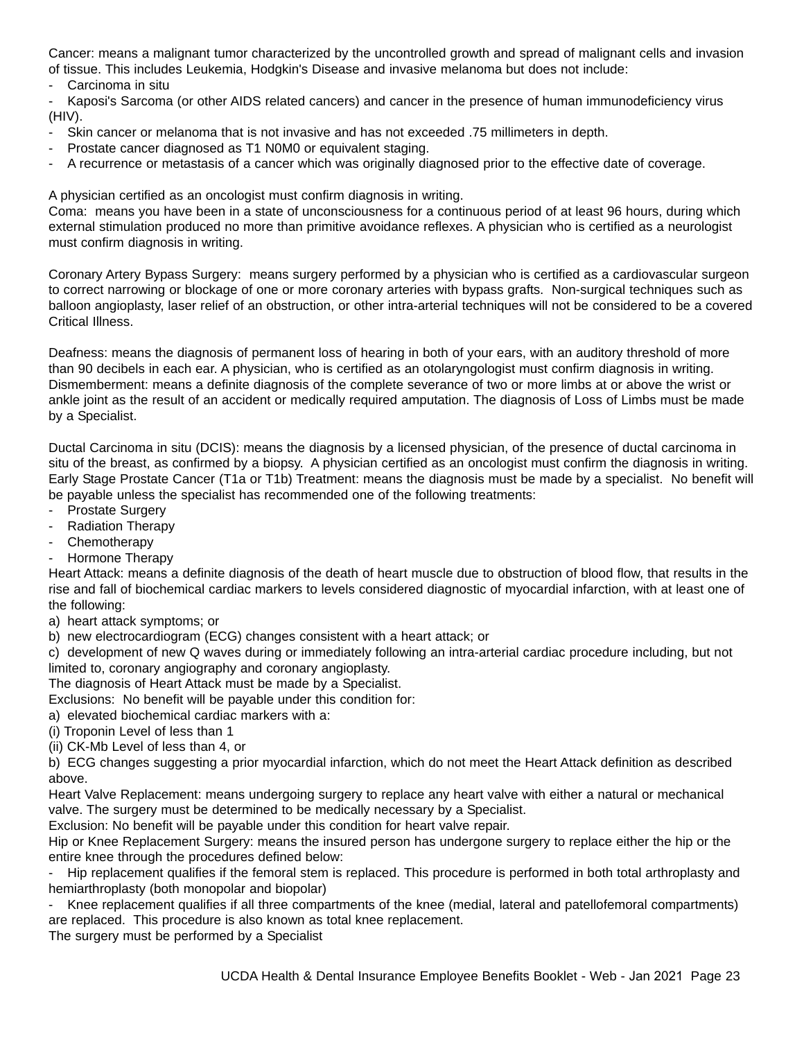Cancer: means a malignant tumor characterized by the uncontrolled growth and spread of malignant cells and invasion of tissue. This includes Leukemia, Hodgkin's Disease and invasive melanoma but does not include:

- Carcinoma in situ
- Kaposi's Sarcoma (or other AIDS related cancers) and cancer in the presence of human immunodeficiency virus (HIV).
- Skin cancer or melanoma that is not invasive and has not exceeded .75 millimeters in depth.
- Prostate cancer diagnosed as T1 N0M0 or equivalent staging.
- A recurrence or metastasis of a cancer which was originally diagnosed prior to the effective date of coverage.

A physician certified as an oncologist must confirm diagnosis in writing.

Coma: means you have been in a state of unconsciousness for a continuous period of at least 96 hours, during which external stimulation produced no more than primitive avoidance reflexes. A physician who is certified as a neurologist must confirm diagnosis in writing.

Coronary Artery Bypass Surgery: means surgery performed by a physician who is certified as a cardiovascular surgeon to correct narrowing or blockage of one or more coronary arteries with bypass grafts. Non-surgical techniques such as balloon angioplasty, laser relief of an obstruction, or other intra-arterial techniques will not be considered to be a covered Critical Illness.

Deafness: means the diagnosis of permanent loss of hearing in both of your ears, with an auditory threshold of more than 90 decibels in each ear. A physician, who is certified as an otolaryngologist must confirm diagnosis in writing.

Dismemberment: means a definite diagnosis of the complete severance of two or more limbs at or above the wrist or ankle joint as the result of an accident or medically required amputation. The diagnosis of Loss of Limbs must be made by a Specialist.

Ductal Carcinoma in situ (DCIS): means the diagnosis by a licensed physician, of the presence of ductal carcinoma in situ of the breast, as confirmed by a biopsy. A physician certified as an oncologist must confirm the diagnosis in writing.

Early Stage Prostate Cancer (T1a or T1b) Treatment: means the diagnosis must be made by a specialist. No benefit will be payable unless the specialist has recommended one of the following treatments:

- Prostate Surgery
- Radiation Therapy
- Chemotherapy
- Hormone Therapy

Heart Attack: means a definite diagnosis of the death of heart muscle due to obstruction of blood flow, that results in the rise and fall of biochemical cardiac markers to levels considered diagnostic of myocardial infarction, with at least one of the following:

a) heart attack symptoms; or
b) new electrocardiogram (ECG) changes consistent with a heart attack; or
c) development of new Q waves during or immediately following an intra-arterial cardiac procedure including, but not limited to, coronary angiography and coronary angioplasty.

The diagnosis of Heart Attack must be made by a Specialist.

Exclusions: No benefit will be payable under this condition for:

a) elevated biochemical cardiac markers with a:
(i) Troponin Level of less than 1
(ii) CK-Mb Level of less than 4, or
b) ECG changes suggesting a prior myocardial infarction, which do not meet the Heart Attack definition as described above.

Heart Valve Replacement: means undergoing surgery to replace any heart valve with either a natural or mechanical valve. The surgery must be determined to be medically necessary by a Specialist.

Exclusion: No benefit will be payable under this condition for heart valve repair.

Hip or Knee Replacement Surgery: means the insured person has undergone surgery to replace either the hip or the entire knee through the procedures defined below:

- Hip replacement qualifies if the femoral stem is replaced. This procedure is performed in both total arthroplasty and hemiarthroplasty (both monopolar and biopolar)
- Knee replacement qualifies if all three compartments of the knee (medial, lateral and patellofemoral compartments) are replaced. This procedure is also known as total knee replacement.

The surgery must be performed by a Specialist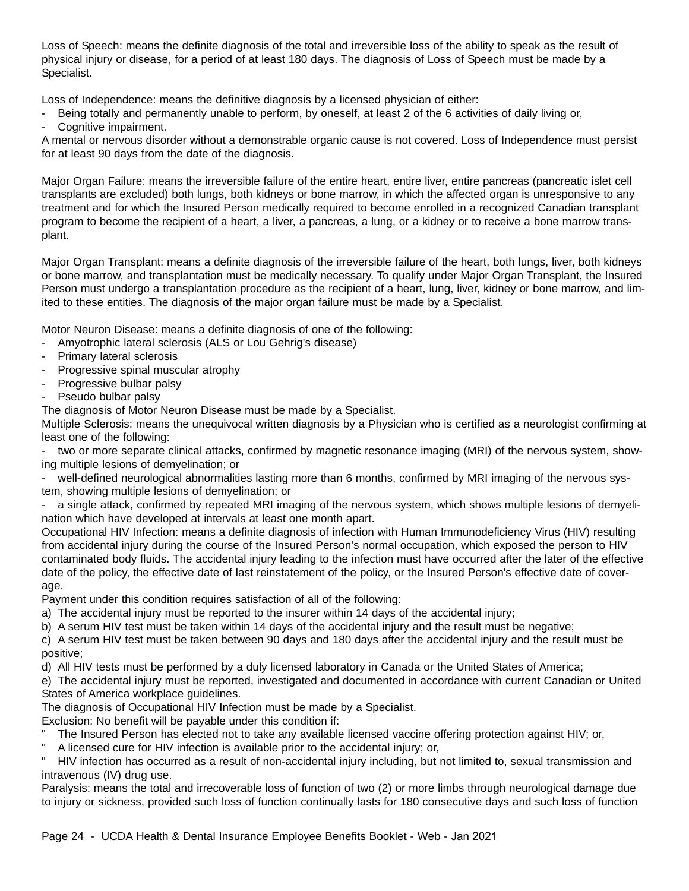Loss of Speech: means the definite diagnosis of the total and irreversible loss of the ability to speak as the result of physical injury or disease, for a period of at least 180 days. The diagnosis of Loss of Speech must be made by a Specialist.

Loss of Independence: means the definitive diagnosis by a licensed physician of either:

- Being totally and permanently unable to perform, by oneself, at least 2 of the 6 activities of daily living or,
- Cognitive impairment.

A mental or nervous disorder without a demonstrable organic cause is not covered. Loss of Independence must persist for at least 90 days from the date of the diagnosis.

Major Organ Failure: means the irreversible failure of the entire heart, entire liver, entire pancreas (pancreatic islet cell transplants are excluded) both lungs, both kidneys or bone marrow, in which the affected organ is unresponsive to any treatment and for which the Insured Person medically required to become enrolled in a recognized Canadian transplant program to become the recipient of a heart, a liver, a pancreas, a lung, or a kidney or to receive a bone marrow transplant.

Major Organ Transplant: means a definite diagnosis of the irreversible failure of the heart, both lungs, liver, both kidneys or bone marrow, and transplantation must be medically necessary. To qualify under Major Organ Transplant, the Insured Person must undergo a transplantation procedure as the recipient of a heart, lung, liver, kidney or bone marrow, and limited to these entities. The diagnosis of the major organ failure must be made by a Specialist.

Motor Neuron Disease: means a definite diagnosis of one of the following:

- Amyotrophic lateral sclerosis (ALS or Lou Gehrig's disease)
- Primary lateral sclerosis
- Progressive spinal muscular atrophy
- Progressive bulbar palsy
- Pseudo bulbar palsy

The diagnosis of Motor Neuron Disease must be made by a Specialist.

Multiple Sclerosis: means the unequivocal written diagnosis by a Physician who is certified as a neurologist confirming at least one of the following:

- two or more separate clinical attacks, confirmed by magnetic resonance imaging (MRI) of the nervous system, showing multiple lesions of demyelination; or
- well-defined neurological abnormalities lasting more than 6 months, confirmed by MRI imaging of the nervous system, showing multiple lesions of demyelination; or
- a single attack, confirmed by repeated MRI imaging of the nervous system, which shows multiple lesions of demyelination which have developed at intervals at least one month apart.

Occupational HIV Infection: means a definite diagnosis of infection with Human Immunodeficiency Virus (HIV) resulting from accidental injury during the course of the Insured Person's normal occupation, which exposed the person to HIV contaminated body fluids. The accidental injury leading to the infection must have occurred after the later of the effective date of the policy, the effective date of last reinstatement of the policy, or the Insured Person's effective date of coverage.

Payment under this condition requires satisfaction of all of the following:

a) The accidental injury must be reported to the insurer within 14 days of the accidental injury;
b) A serum HIV test must be taken within 14 days of the accidental injury and the result must be negative;
c) A serum HIV test must be taken between 90 days and 180 days after the accidental injury and the result must be positive;
d) All HIV tests must be performed by a duly licensed laboratory in Canada or the United States of America;
e) The accidental injury must be reported, investigated and documented in accordance with current Canadian or United States of America workplace guidelines.

The diagnosis of Occupational HIV Infection must be made by a Specialist.

Exclusion: No benefit will be payable under this condition if:

" The Insured Person has elected not to take any available licensed vaccine offering protection against HIV; or,
" A licensed cure for HIV infection is available prior to the accidental injury; or,
" HIV infection has occurred as a result of non-accidental injury including, but not limited to, sexual transmission and intravenous (IV) drug use.

Paralysis: means the total and irrecoverable loss of function of two (2) or more limbs through neurological damage due to injury or sickness, provided such loss of function continually lasts for 180 consecutive days and such loss of function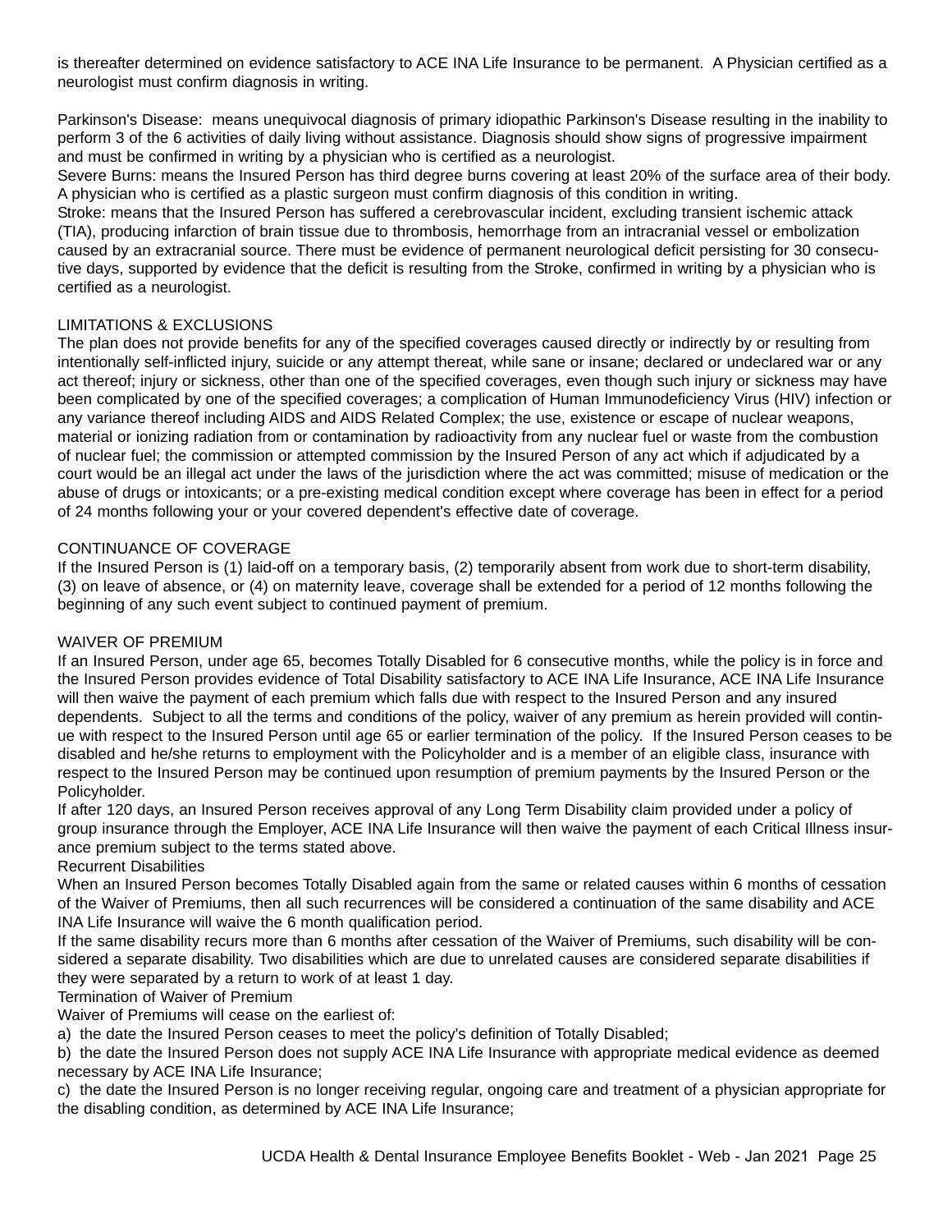is thereafter determined on evidence satisfactory to ACE INA Life Insurance to be permanent. A Physician certified as a neurologist must confirm diagnosis in writing.

Parkinson's Disease: means unequivocal diagnosis of primary idiopathic Parkinson's Disease resulting in the inability to perform 3 of the 6 activities of daily living without assistance. Diagnosis should show signs of progressive impairment and must be confirmed in writing by a physician who is certified as a neurologist.
Severe Burns: means the Insured Person has third degree burns covering at least 20% of the surface area of their body. A physician who is certified as a plastic surgeon must confirm diagnosis of this condition in writing.
Stroke: means that the Insured Person has suffered a cerebrovascular incident, excluding transient ischemic attack (TIA), producing infarction of brain tissue due to thrombosis, hemorrhage from an intracranial vessel or embolization caused by an extracranial source. There must be evidence of permanent neurological deficit persisting for 30 consecutive days, supported by evidence that the deficit is resulting from the Stroke, confirmed in writing by a physician who is certified as a neurologist.

## LIMITATIONS & EXCLUSIONS

The plan does not provide benefits for any of the specified coverages caused directly or indirectly by or resulting from intentionally self-inflicted injury, suicide or any attempt thereat, while sane or insane; declared or undeclared war or any act thereof; injury or sickness, other than one of the specified coverages, even though such injury or sickness may have been complicated by one of the specified coverages; a complication of Human Immunodeficiency Virus (HIV) infection or any variance thereof including AIDS and AIDS Related Complex; the use, existence or escape of nuclear weapons, material or ionizing radiation from or contamination by radioactivity from any nuclear fuel or waste from the combustion of nuclear fuel; the commission or attempted commission by the Insured Person of any act which if adjudicated by a court would be an illegal act under the laws of the jurisdiction where the act was committed; misuse of medication or the abuse of drugs or intoxicants; or a pre-existing medical condition except where coverage has been in effect for a period of 24 months following your or your covered dependent's effective date of coverage.

## CONTINUANCE OF COVERAGE

If the Insured Person is (1) laid-off on a temporary basis, (2) temporarily absent from work due to short-term disability, (3) on leave of absence, or (4) on maternity leave, coverage shall be extended for a period of 12 months following the beginning of any such event subject to continued payment of premium.

## WAIVER OF PREMIUM

If an Insured Person, under age 65, becomes Totally Disabled for 6 consecutive months, while the policy is in force and the Insured Person provides evidence of Total Disability satisfactory to ACE INA Life Insurance, ACE INA Life Insurance will then waive the payment of each premium which falls due with respect to the Insured Person and any insured dependents. Subject to all the terms and conditions of the policy, waiver of any premium as herein provided will continue with respect to the Insured Person until age 65 or earlier termination of the policy. If the Insured Person ceases to be disabled and he/she returns to employment with the Policyholder and is a member of an eligible class, insurance with respect to the Insured Person may be continued upon resumption of premium payments by the Insured Person or the Policyholder.
If after 120 days, an Insured Person receives approval of any Long Term Disability claim provided under a policy of group insurance through the Employer, ACE INA Life Insurance will then waive the payment of each Critical Illness insurance premium subject to the terms stated above.

Recurrent Disabilities

When an Insured Person becomes Totally Disabled again from the same or related causes within 6 months of cessation of the Waiver of Premiums, then all such recurrences will be considered a continuation of the same disability and ACE INA Life Insurance will waive the 6 month qualification period.
If the same disability recurs more than 6 months after cessation of the Waiver of Premiums, such disability will be considered a separate disability. Two disabilities which are due to unrelated causes are considered separate disabilities if they were separated by a return to work of at least 1 day.

Termination of Waiver of Premium

Waiver of Premiums will cease on the earliest of:

a) the date the Insured Person ceases to meet the policy's definition of Totally Disabled;
b) the date the Insured Person does not supply ACE INA Life Insurance with appropriate medical evidence as deemed necessary by ACE INA Life Insurance;
c) the date the Insured Person is no longer receiving regular, ongoing care and treatment of a physician appropriate for the disabling condition, as determined by ACE INA Life Insurance;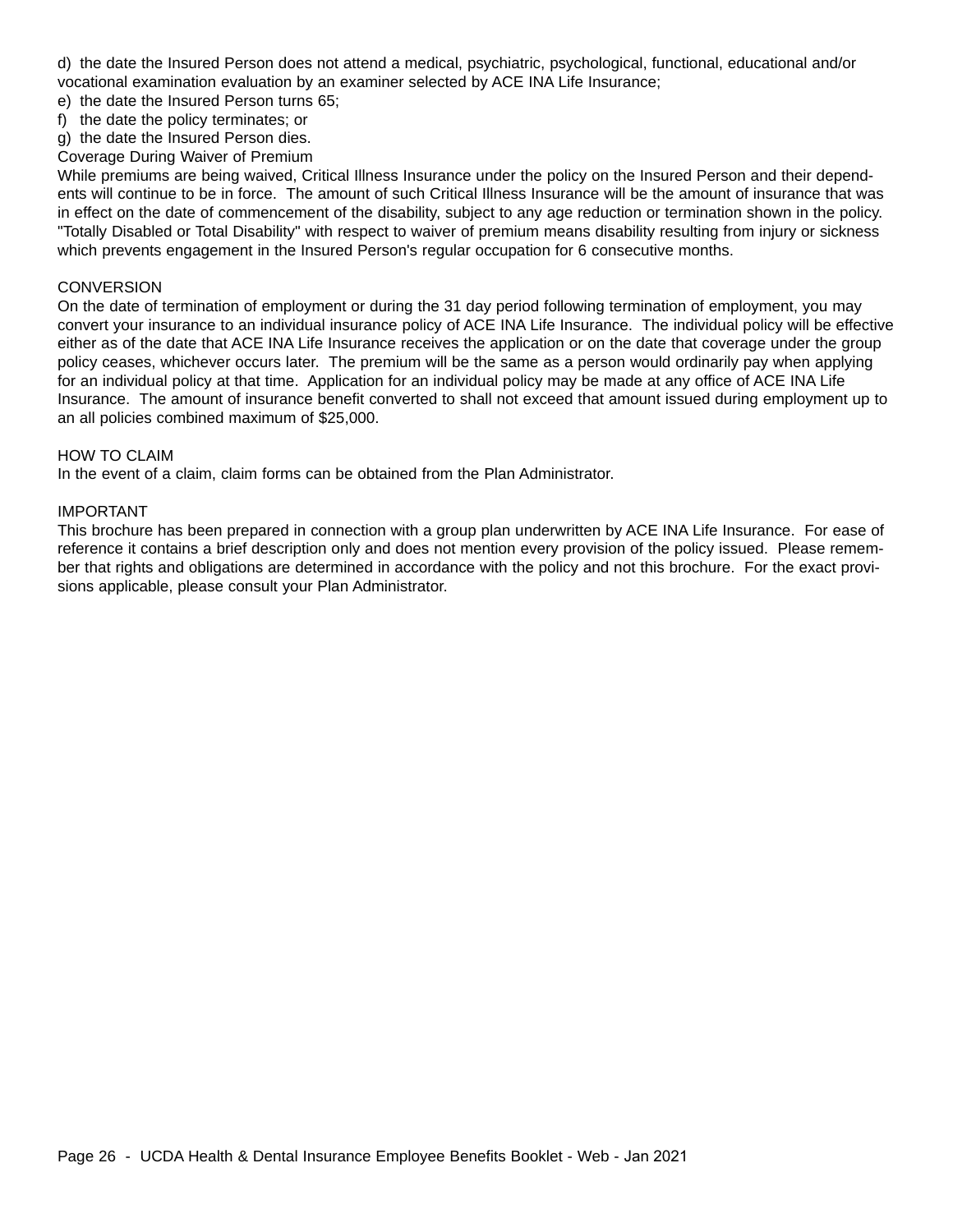d) the date the Insured Person does not attend a medical, psychiatric, psychological, functional, educational and/or vocational examination evaluation by an examiner selected by ACE INA Life Insurance;

e) the date the Insured Person turns 65;

f) the date the policy terminates; or

g) the date the Insured Person dies.

Coverage During Waiver of Premium

While premiums are being waived, Critical Illness Insurance under the policy on the Insured Person and their dependents will continue to be in force. The amount of such Critical Illness Insurance will be the amount of insurance that was in effect on the date of commencement of the disability, subject to any age reduction or termination shown in the policy. "Totally Disabled or Total Disability" with respect to waiver of premium means disability resulting from injury or sickness which prevents engagement in the Insured Person's regular occupation for 6 consecutive months.

## CONVERSION

On the date of termination of employment or during the 31 day period following termination of employment, you may convert your insurance to an individual insurance policy of ACE INA Life Insurance. The individual policy will be effective either as of the date that ACE INA Life Insurance receives the application or on the date that coverage under the group policy ceases, whichever occurs later. The premium will be the same as a person would ordinarily pay when applying for an individual policy at that time. Application for an individual policy may be made at any office of ACE INA Life Insurance. The amount of insurance benefit converted to shall not exceed that amount issued during employment up to an all policies combined maximum of $25,000.

## HOW TO CLAIM

In the event of a claim, claim forms can be obtained from the Plan Administrator.

## IMPORTANT

This brochure has been prepared in connection with a group plan underwritten by ACE INA Life Insurance. For ease of reference it contains a brief description only and does not mention every provision of the policy issued. Please remember that rights and obligations are determined in accordance with the policy and not this brochure. For the exact provisions applicable, please consult your Plan Administrator.